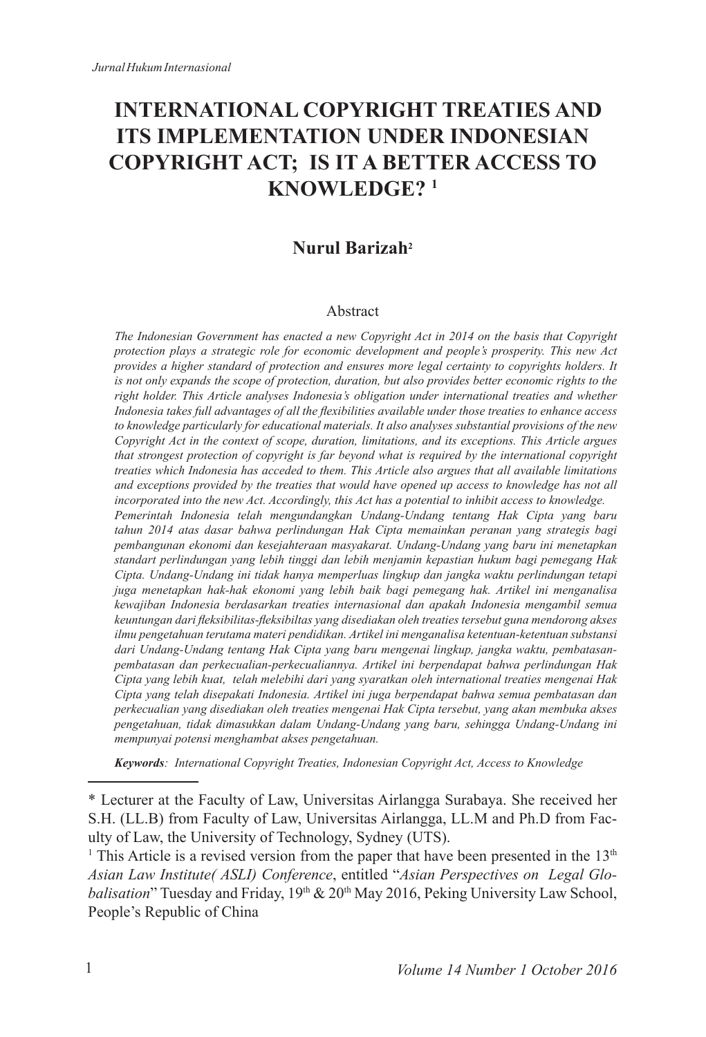# INTERNATIONAL COPYRIGHT TREATIES AND ITS IMPLEMENTATION UNDER INDONESIAN COPYRIGHT ACT; IS IT A BETTER ACCESS TO KNOWLEDGE? [1]

**Nurul Barizah**[2]

## Abstract

*The Indonesian Government has enacted a new Copyright Act in 2014 on the basis that Copyright protection plays a strategic role for economic development and people's prosperity. This new Act provides a higher standard of protection and ensures more legal certainty to copyrights holders. It is not only expands the scope of protection, duration, but also provides better economic rights to the right holder. This Article analyses Indonesia's obligation under international treaties and whether Indonesia takes full advantages of all the flexibilities available under those treaties to enhance access to knowledge particularly for educational materials. It also analyses substantial provisions of the new Copyright Act in the context of scope, duration, limitations, and its exceptions. This Article argues that strongest protection of copyright is far beyond what is required by the international copyright treaties which Indonesia has acceded to them. This Article also argues that all available limitations and exceptions provided by the treaties that would have opened up access to knowledge has not all incorporated into the new Act. Accordingly, this Act has a potential to inhibit access to knowledge.*

*Pemerintah Indonesia telah mengundangkan Undang-Undang tentang Hak Cipta yang baru tahun 2014 atas dasar bahwa perlindungan Hak Cipta memainkan peranan yang strategis bagi pembangunan ekonomi dan kesejahteraan masyakarat. Undang-Undang yang baru ini menetapkan standart perlindungan yang lebih tinggi dan lebih menjamin kepastian hukum bagi pemegang Hak Cipta. Undang-Undang ini tidak hanya memperluas lingkup dan jangka waktu perlindungan tetapi juga menetapkan hak-hak ekonomi yang lebih baik bagi pemegang hak. Artikel ini menganalisa kewajiban Indonesia berdasarkan treaties internasional dan apakah Indonesia mengambil semua keuntungan dari fleksibilitas-fleksibiltas yang disediakan oleh treaties tersebut guna mendorong akses ilmu pengetahuan terutama materi pendidikan. Artikel ini menganalisa ketentuan-ketentuan substansi dari Undang-Undang tentang Hak Cipta yang baru mengenai lingkup, jangka waktu, pembatasan-pembatasan dan perkecualian-perkecualiannya. Artikel ini berpendapat bahwa perlindungan Hak Cipta yang lebih kuat, telah melebihi dari yang syaratkan oleh international treaties mengenai Hak Cipta yang telah disepakati Indonesia. Artikel ini juga berpendapat bahwa semua pembatasan dan perkecualian yang disediakan oleh treaties mengenai Hak Cipta tersebut, yang akan membuka akses pengetahuan, tidak dimasukkan dalam Undang-Undang yang baru, sehingga Undang-Undang ini mempunyai potensi menghambat akses pengetahuan.*

***Keywords**: International Copyright Treaties, Indonesian Copyright Act, Access to Knowledge*

---

\* Lecturer at the Faculty of Law, Universitas Airlangga Surabaya. She received her S.H. (LL.B) from Faculty of Law, Universitas Airlangga, LL.M and Ph.D from Faculty of Law, the University of Technology, Sydney (UTS).

[1] This Article is a revised version from the paper that have been presented in the 13th *Asian Law Institute( ASLI) Conference*, entitled "*Asian Perspectives on Legal Globalisation*" Tuesday and Friday, 19th & 20th May 2016, Peking University Law School, People's Republic of China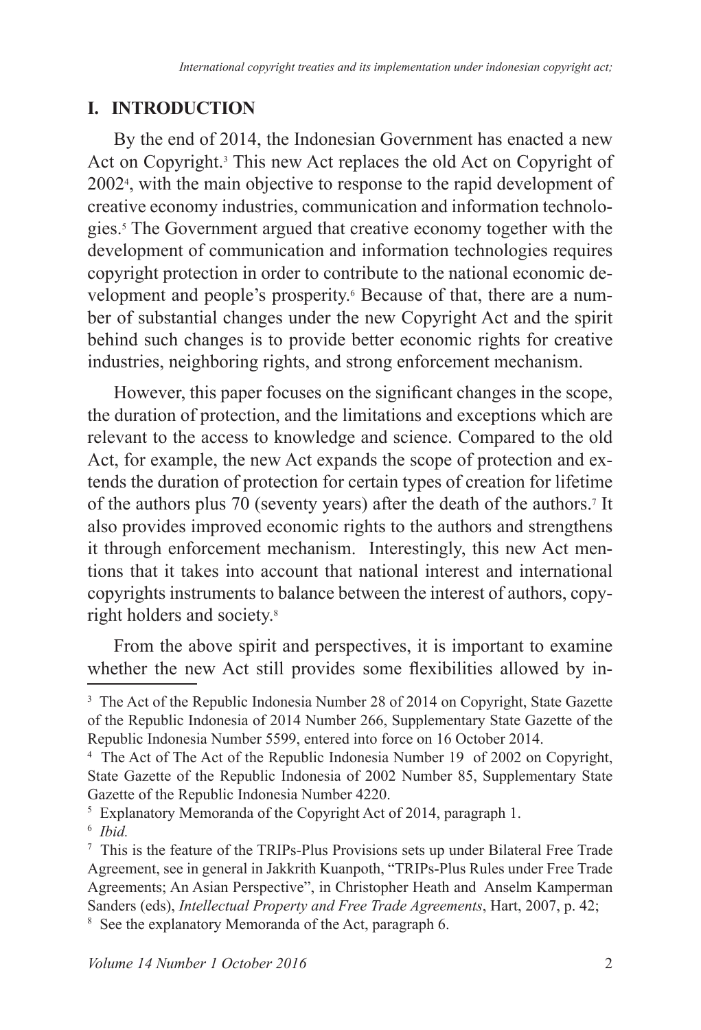## I. INTRODUCTION

By the end of 2014, the Indonesian Government has enacted a new Act on Copyright.[3] This new Act replaces the old Act on Copyright of 2002[4], with the main objective to response to the rapid development of creative economy industries, communication and information technologies.[5] The Government argued that creative economy together with the development of communication and information technologies requires copyright protection in order to contribute to the national economic development and people's prosperity.[6] Because of that, there are a number of substantial changes under the new Copyright Act and the spirit behind such changes is to provide better economic rights for creative industries, neighboring rights, and strong enforcement mechanism.

However, this paper focuses on the significant changes in the scope, the duration of protection, and the limitations and exceptions which are relevant to the access to knowledge and science. Compared to the old Act, for example, the new Act expands the scope of protection and extends the duration of protection for certain types of creation for lifetime of the authors plus 70 (seventy years) after the death of the authors.[7] It also provides improved economic rights to the authors and strengthens it through enforcement mechanism. Interestingly, this new Act mentions that it takes into account that national interest and international copyrights instruments to balance between the interest of authors, copyright holders and society.[8]

From the above spirit and perspectives, it is important to examine whether the new Act still provides some flexibilities allowed by in-

---

[3] The Act of the Republic Indonesia Number 28 of 2014 on Copyright, State Gazette of the Republic Indonesia of 2014 Number 266, Supplementary State Gazette of the Republic Indonesia Number 5599, entered into force on 16 October 2014.

[4] The Act of The Act of the Republic Indonesia Number 19 of 2002 on Copyright, State Gazette of the Republic Indonesia of 2002 Number 85, Supplementary State Gazette of the Republic Indonesia Number 4220.

[5] Explanatory Memoranda of the Copyright Act of 2014, paragraph 1.

[6] *Ibid.*

[7] This is the feature of the TRIPs-Plus Provisions sets up under Bilateral Free Trade Agreement, see in general in Jakkrith Kuanpoth, "TRIPs-Plus Rules under Free Trade Agreements; An Asian Perspective", in Christopher Heath and Anselm Kamperman Sanders (eds), *Intellectual Property and Free Trade Agreements*, Hart, 2007, p. 42;

[8] See the explanatory Memoranda of the Act, paragraph 6.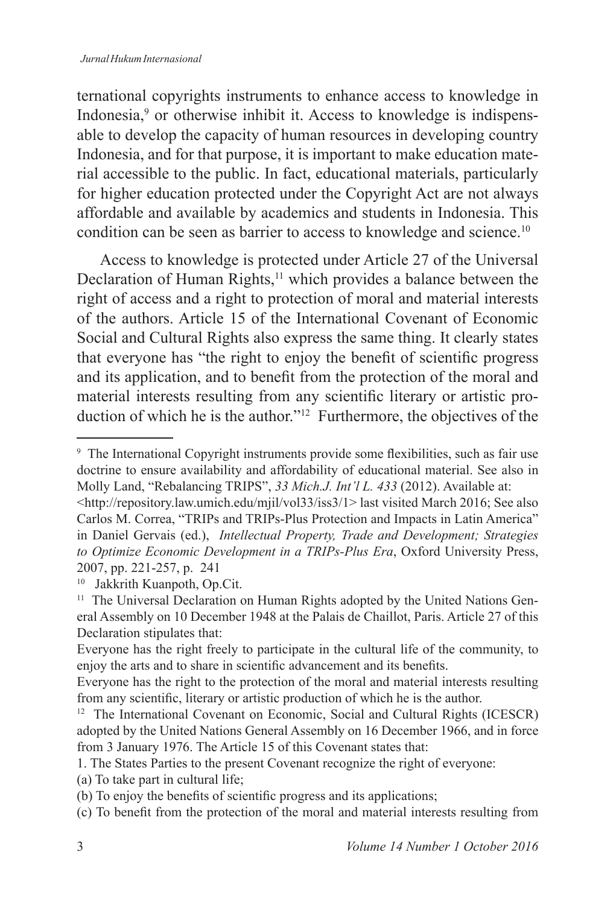ternational copyrights instruments to enhance access to knowledge in Indonesia,[9] or otherwise inhibit it. Access to knowledge is indispensable to develop the capacity of human resources in developing country Indonesia, and for that purpose, it is important to make education material accessible to the public. In fact, educational materials, particularly for higher education protected under the Copyright Act are not always affordable and available by academics and students in Indonesia. This condition can be seen as barrier to access to knowledge and science.[10]

Access to knowledge is protected under Article 27 of the Universal Declaration of Human Rights,[11] which provides a balance between the right of access and a right to protection of moral and material interests of the authors. Article 15 of the International Covenant of Economic Social and Cultural Rights also express the same thing. It clearly states that everyone has "the right to enjoy the benefit of scientific progress and its application, and to benefit from the protection of the moral and material interests resulting from any scientific literary or artistic production of which he is the author."[12] Furthermore, the objectives of the

---

[9] The International Copyright instruments provide some flexibilities, such as fair use doctrine to ensure availability and affordability of educational material. See also in Molly Land, "Rebalancing TRIPS", *33 Mich.J. Int'l L. 433* (2012). Available at: <http://repository.law.umich.edu/mjil/vol33/iss3/1> last visited March 2016; See also Carlos M. Correa, "TRIPs and TRIPs-Plus Protection and Impacts in Latin America" in Daniel Gervais (ed.), *Intellectual Property, Trade and Development; Strategies to Optimize Economic Development in a TRIPs-Plus Era*, Oxford University Press, 2007, pp. 221-257, p. 241

[10] Jakkrith Kuanpoth, Op.Cit.

[11] The Universal Declaration on Human Rights adopted by the United Nations General Assembly on 10 December 1948 at the Palais de Chaillot, Paris. Article 27 of this Declaration stipulates that:

Everyone has the right freely to participate in the cultural life of the community, to enjoy the arts and to share in scientific advancement and its benefits.

Everyone has the right to the protection of the moral and material interests resulting from any scientific, literary or artistic production of which he is the author.

[12] The International Covenant on Economic, Social and Cultural Rights (ICESCR) adopted by the United Nations General Assembly on 16 December 1966, and in force from 3 January 1976. The Article 15 of this Covenant states that:

1. The States Parties to the present Covenant recognize the right of everyone:

(a) To take part in cultural life;

(b) To enjoy the benefits of scientific progress and its applications;

(c) To benefit from the protection of the moral and material interests resulting from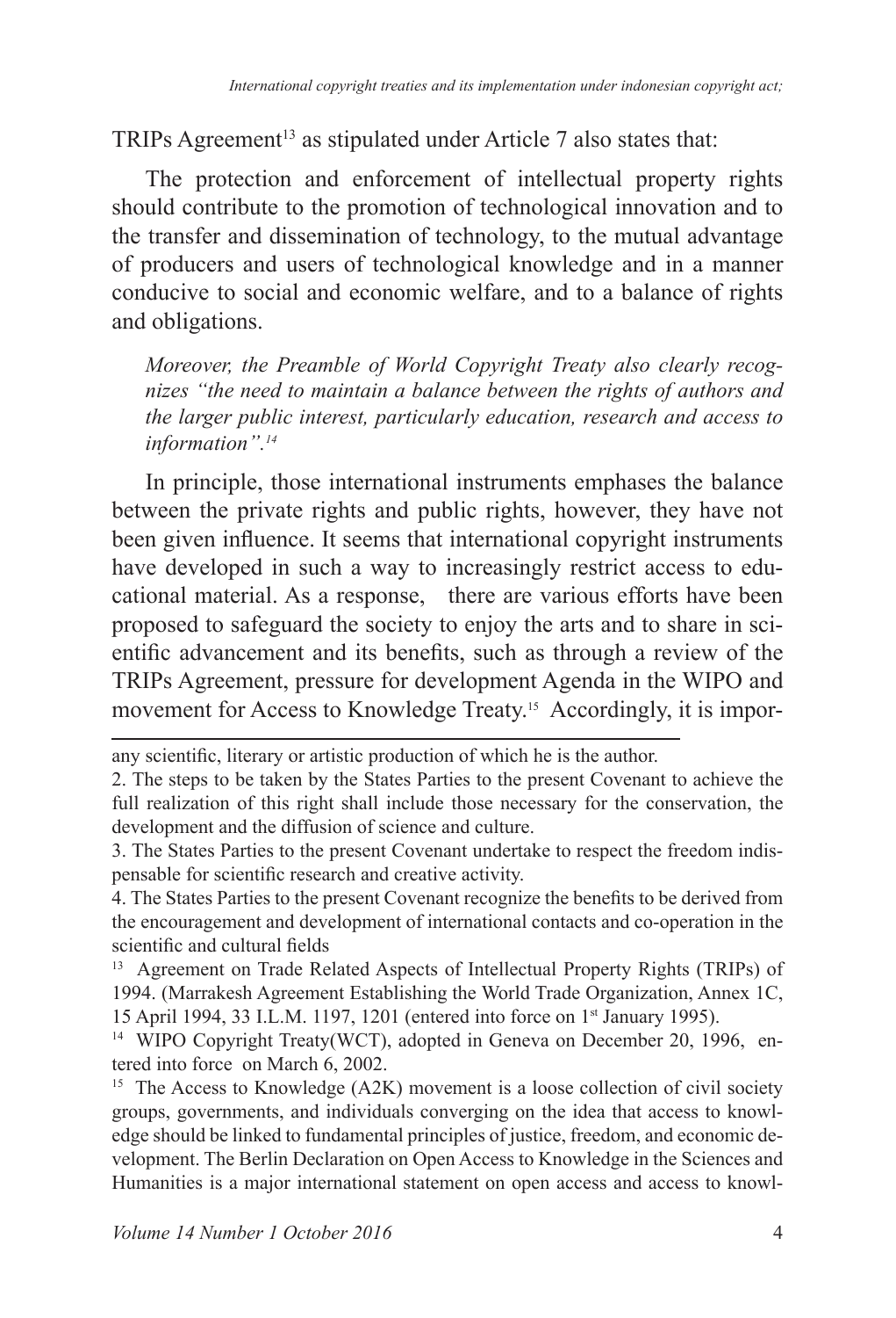TRIPs Agreement[13] as stipulated under Article 7 also states that:

> The protection and enforcement of intellectual property rights should contribute to the promotion of technological innovation and to the transfer and dissemination of technology, to the mutual advantage of producers and users of technological knowledge and in a manner conducive to social and economic welfare, and to a balance of rights and obligations.

*Moreover, the Preamble of World Copyright Treaty also clearly recognizes "the need to maintain a balance between the rights of authors and the larger public interest, particularly education, research and access to information".[14]*

In principle, those international instruments emphases the balance between the private rights and public rights, however, they have not been given influence. It seems that international copyright instruments have developed in such a way to increasingly restrict access to educational material. As a response, there are various efforts have been proposed to safeguard the society to enjoy the arts and to share in scientific advancement and its benefits, such as through a review of the TRIPs Agreement, pressure for development Agenda in the WIPO and movement for Access to Knowledge Treaty.[15] Accordingly, it is impor-

---

any scientific, literary or artistic production of which he is the author.

2. The steps to be taken by the States Parties to the present Covenant to achieve the full realization of this right shall include those necessary for the conservation, the development and the diffusion of science and culture.

3. The States Parties to the present Covenant undertake to respect the freedom indispensable for scientific research and creative activity.

4. The States Parties to the present Covenant recognize the benefits to be derived from the encouragement and development of international contacts and co-operation in the scientific and cultural fields

[13] Agreement on Trade Related Aspects of Intellectual Property Rights (TRIPs) of 1994. (Marrakesh Agreement Establishing the World Trade Organization, Annex 1C, 15 April 1994, 33 I.L.M. 1197, 1201 (entered into force on 1st January 1995).

[14] WIPO Copyright Treaty(WCT), adopted in Geneva on December 20, 1996, entered into force on March 6, 2002.

[15] The Access to Knowledge (A2K) movement is a loose collection of civil society groups, governments, and individuals converging on the idea that access to knowledge should be linked to fundamental principles of justice, freedom, and economic development. The Berlin Declaration on Open Access to Knowledge in the Sciences and Humanities is a major international statement on open access and access to knowl-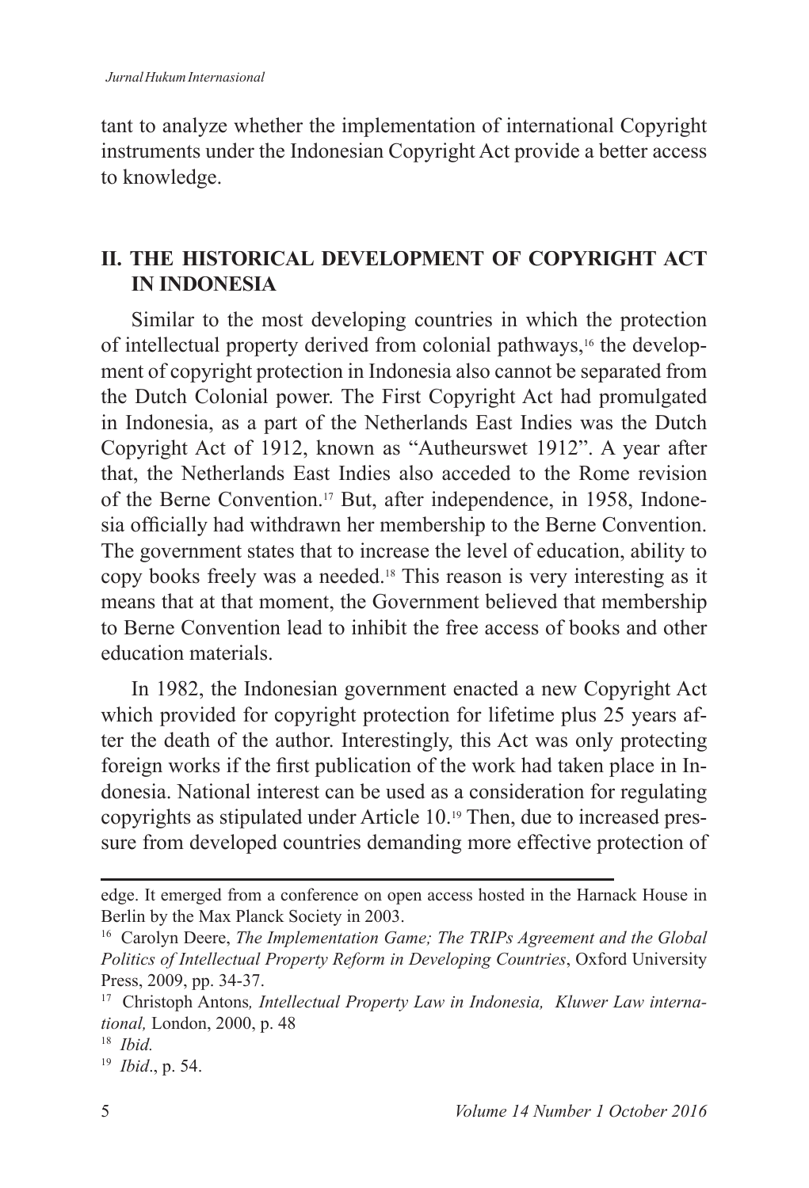tant to analyze whether the implementation of international Copyright instruments under the Indonesian Copyright Act provide a better access to knowledge.

## II. THE HISTORICAL DEVELOPMENT OF COPYRIGHT ACT IN INDONESIA

Similar to the most developing countries in which the protection of intellectual property derived from colonial pathways,[16] the development of copyright protection in Indonesia also cannot be separated from the Dutch Colonial power. The First Copyright Act had promulgated in Indonesia, as a part of the Netherlands East Indies was the Dutch Copyright Act of 1912, known as "Autheurswet 1912". A year after that, the Netherlands East Indies also acceded to the Rome revision of the Berne Convention.[17] But, after independence, in 1958, Indonesia officially had withdrawn her membership to the Berne Convention. The government states that to increase the level of education, ability to copy books freely was a needed.[18] This reason is very interesting as it means that at that moment, the Government believed that membership to Berne Convention lead to inhibit the free access of books and other education materials.

In 1982, the Indonesian government enacted a new Copyright Act which provided for copyright protection for lifetime plus 25 years after the death of the author. Interestingly, this Act was only protecting foreign works if the first publication of the work had taken place in Indonesia. National interest can be used as a consideration for regulating copyrights as stipulated under Article 10.[19] Then, due to increased pressure from developed countries demanding more effective protection of

---

edge. It emerged from a conference on open access hosted in the Harnack House in Berlin by the Max Planck Society in 2003.

[16] Carolyn Deere, *The Implementation Game; The TRIPs Agreement and the Global Politics of Intellectual Property Reform in Developing Countries*, Oxford University Press, 2009, pp. 34-37.

[17] Christoph Antons*, Intellectual Property Law in Indonesia, Kluwer Law international,* London, 2000, p. 48

[18] *Ibid.*

[19] *Ibid*., p. 54.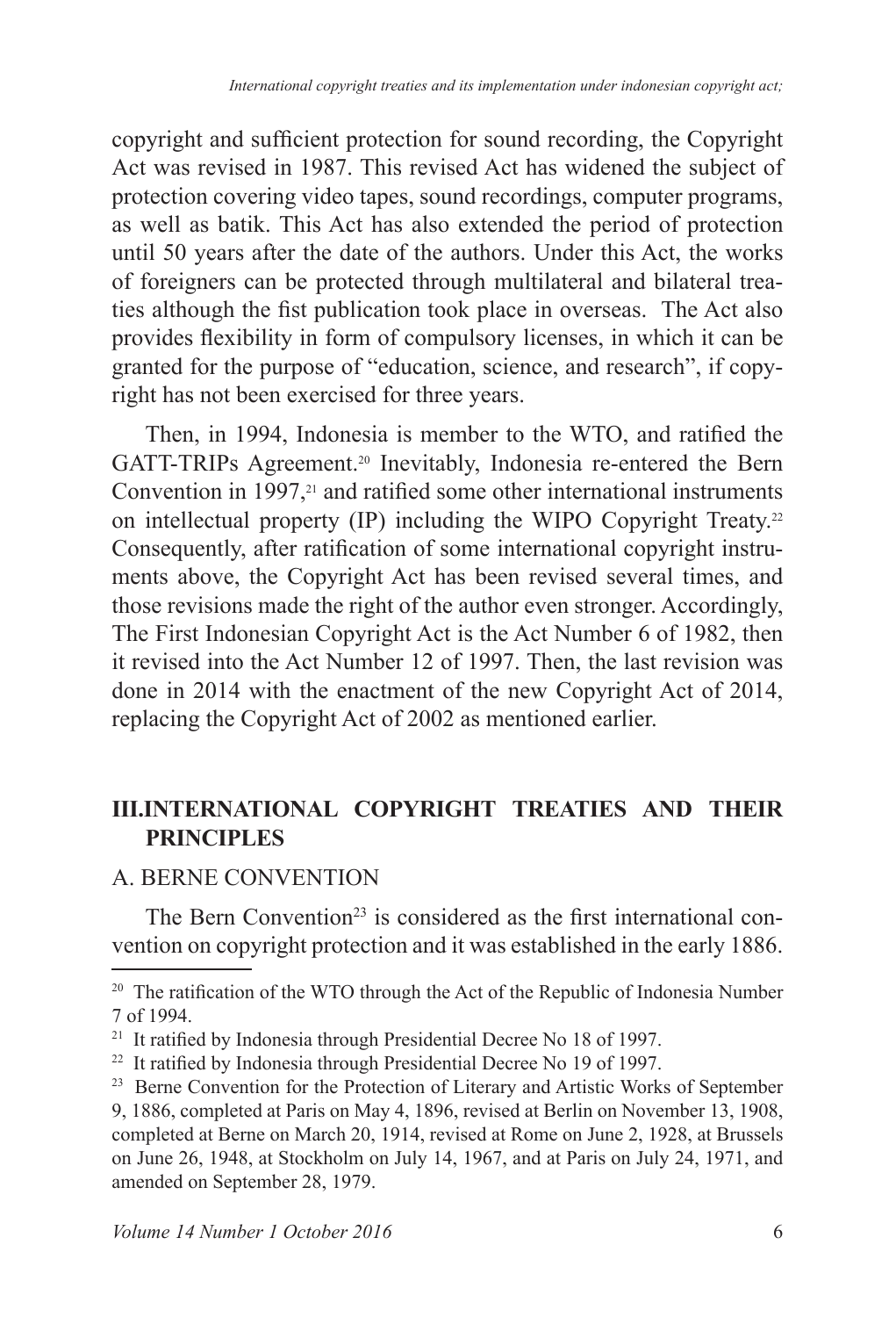copyright and sufficient protection for sound recording, the Copyright Act was revised in 1987. This revised Act has widened the subject of protection covering video tapes, sound recordings, computer programs, as well as batik. This Act has also extended the period of protection until 50 years after the date of the authors. Under this Act, the works of foreigners can be protected through multilateral and bilateral treaties although the fist publication took place in overseas. The Act also provides flexibility in form of compulsory licenses, in which it can be granted for the purpose of "education, science, and research", if copyright has not been exercised for three years.

Then, in 1994, Indonesia is member to the WTO, and ratified the GATT-TRIPs Agreement.[20] Inevitably, Indonesia re-entered the Bern Convention in 1997,[21] and ratified some other international instruments on intellectual property (IP) including the WIPO Copyright Treaty.[22] Consequently, after ratification of some international copyright instruments above, the Copyright Act has been revised several times, and those revisions made the right of the author even stronger. Accordingly, The First Indonesian Copyright Act is the Act Number 6 of 1982, then it revised into the Act Number 12 of 1997. Then, the last revision was done in 2014 with the enactment of the new Copyright Act of 2014, replacing the Copyright Act of 2002 as mentioned earlier.

## III. INTERNATIONAL COPYRIGHT TREATIES AND THEIR PRINCIPLES

### A. BERNE CONVENTION

The Bern Convention[23] is considered as the first international convention on copyright protection and it was established in the early 1886.

---

[20] The ratification of the WTO through the Act of the Republic of Indonesia Number 7 of 1994.

[21] It ratified by Indonesia through Presidential Decree No 18 of 1997.

[22] It ratified by Indonesia through Presidential Decree No 19 of 1997.

[23] Berne Convention for the Protection of Literary and Artistic Works of September 9, 1886, completed at Paris on May 4, 1896, revised at Berlin on November 13, 1908, completed at Berne on March 20, 1914, revised at Rome on June 2, 1928, at Brussels on June 26, 1948, at Stockholm on July 14, 1967, and at Paris on July 24, 1971, and amended on September 28, 1979.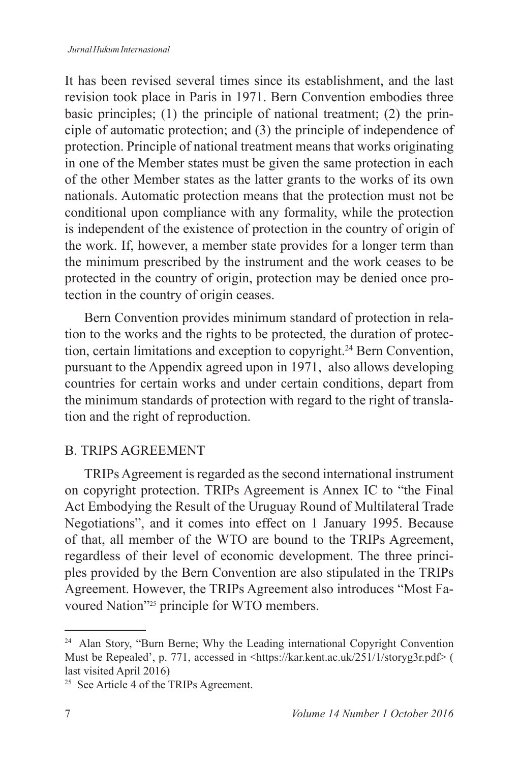It has been revised several times since its establishment, and the last revision took place in Paris in 1971. Bern Convention embodies three basic principles; (1) the principle of national treatment; (2) the principle of automatic protection; and (3) the principle of independence of protection. Principle of national treatment means that works originating in one of the Member states must be given the same protection in each of the other Member states as the latter grants to the works of its own nationals. Automatic protection means that the protection must not be conditional upon compliance with any formality, while the protection is independent of the existence of protection in the country of origin of the work. If, however, a member state provides for a longer term than the minimum prescribed by the instrument and the work ceases to be protected in the country of origin, protection may be denied once protection in the country of origin ceases.

Bern Convention provides minimum standard of protection in relation to the works and the rights to be protected, the duration of protection, certain limitations and exception to copyright.[24] Bern Convention, pursuant to the Appendix agreed upon in 1971, also allows developing countries for certain works and under certain conditions, depart from the minimum standards of protection with regard to the right of translation and the right of reproduction.

## B. TRIPS AGREEMENT

TRIPs Agreement is regarded as the second international instrument on copyright protection. TRIPs Agreement is Annex IC to "the Final Act Embodying the Result of the Uruguay Round of Multilateral Trade Negotiations", and it comes into effect on 1 January 1995. Because of that, all member of the WTO are bound to the TRIPs Agreement, regardless of their level of economic development. The three principles provided by the Bern Convention are also stipulated in the TRIPs Agreement. However, the TRIPs Agreement also introduces "Most Favoured Nation"[25] principle for WTO members.

---

[24] Alan Story, "Burn Berne; Why the Leading international Copyright Convention Must be Repealed', p. 771, accessed in <https://kar.kent.ac.uk/251/1/storyg3r.pdf> ( last visited April 2016)

[25] See Article 4 of the TRIPs Agreement.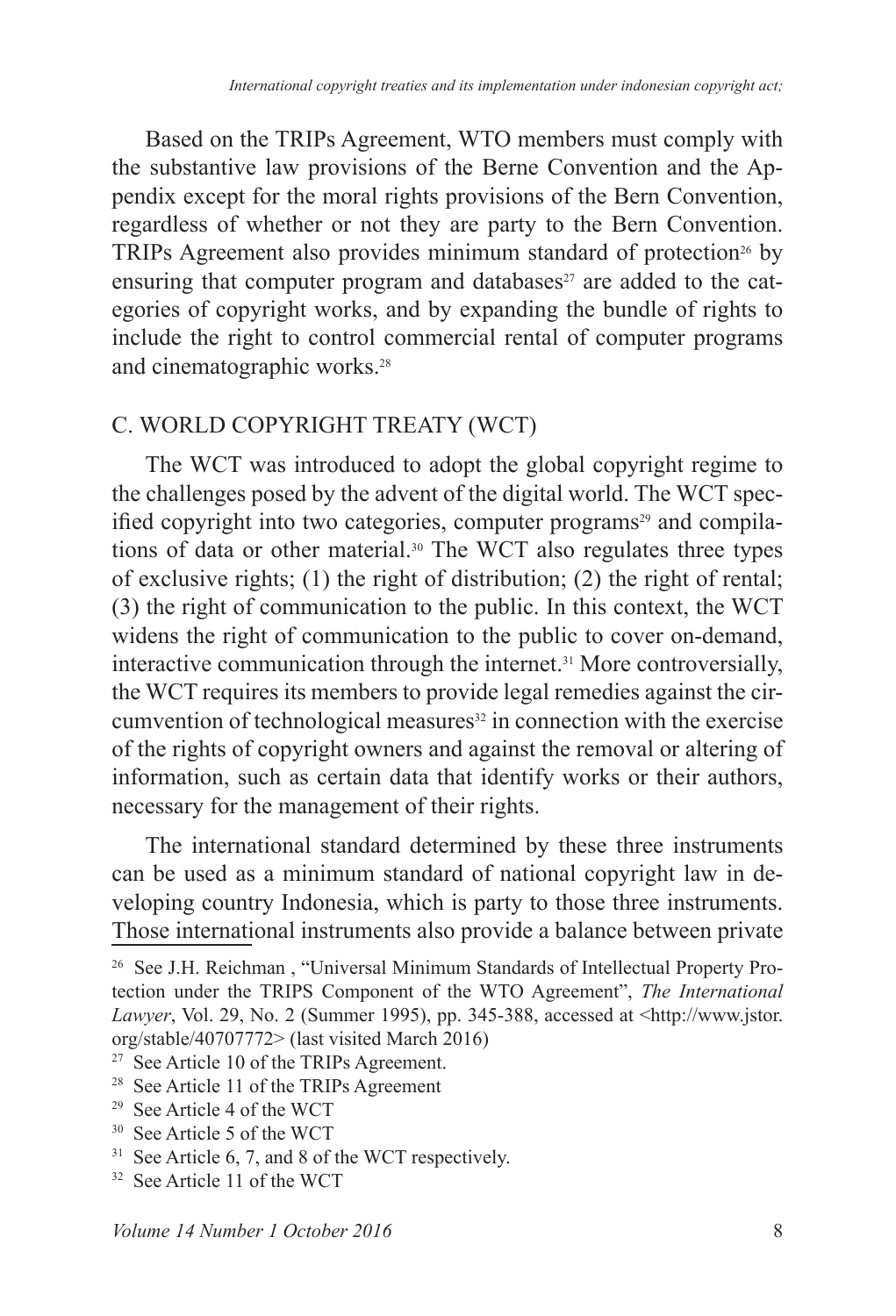Based on the TRIPs Agreement, WTO members must comply with the substantive law provisions of the Berne Convention and the Appendix except for the moral rights provisions of the Bern Convention, regardless of whether or not they are party to the Bern Convention. TRIPs Agreement also provides minimum standard of protection[26] by ensuring that computer program and databases[27] are added to the categories of copyright works, and by expanding the bundle of rights to include the right to control commercial rental of computer programs and cinematographic works.[28]

## C. WORLD COPYRIGHT TREATY (WCT)

The WCT was introduced to adopt the global copyright regime to the challenges posed by the advent of the digital world. The WCT specified copyright into two categories, computer programs[29] and compilations of data or other material.[30] The WCT also regulates three types of exclusive rights; (1) the right of distribution; (2) the right of rental; (3) the right of communication to the public. In this context, the WCT widens the right of communication to the public to cover on-demand, interactive communication through the internet.[31] More controversially, the WCT requires its members to provide legal remedies against the circumvention of technological measures[32] in connection with the exercise of the rights of copyright owners and against the removal or altering of information, such as certain data that identify works or their authors, necessary for the management of their rights.

The international standard determined by these three instruments can be used as a minimum standard of national copyright law in developing country Indonesia, which is party to those three instruments. Those international instruments also provide a balance between private

---

[26] See J.H. Reichman , "Universal Minimum Standards of Intellectual Property Protection under the TRIPS Component of the WTO Agreement", *The International Lawyer*, Vol. 29, No. 2 (Summer 1995), pp. 345-388, accessed at <http://www.jstor.org/stable/40707772> (last visited March 2016)

[27] See Article 10 of the TRIPs Agreement.

[28] See Article 11 of the TRIPs Agreement

[29] See Article 4 of the WCT

[30] See Article 5 of the WCT

[31] See Article 6, 7, and 8 of the WCT respectively.

[32] See Article 11 of the WCT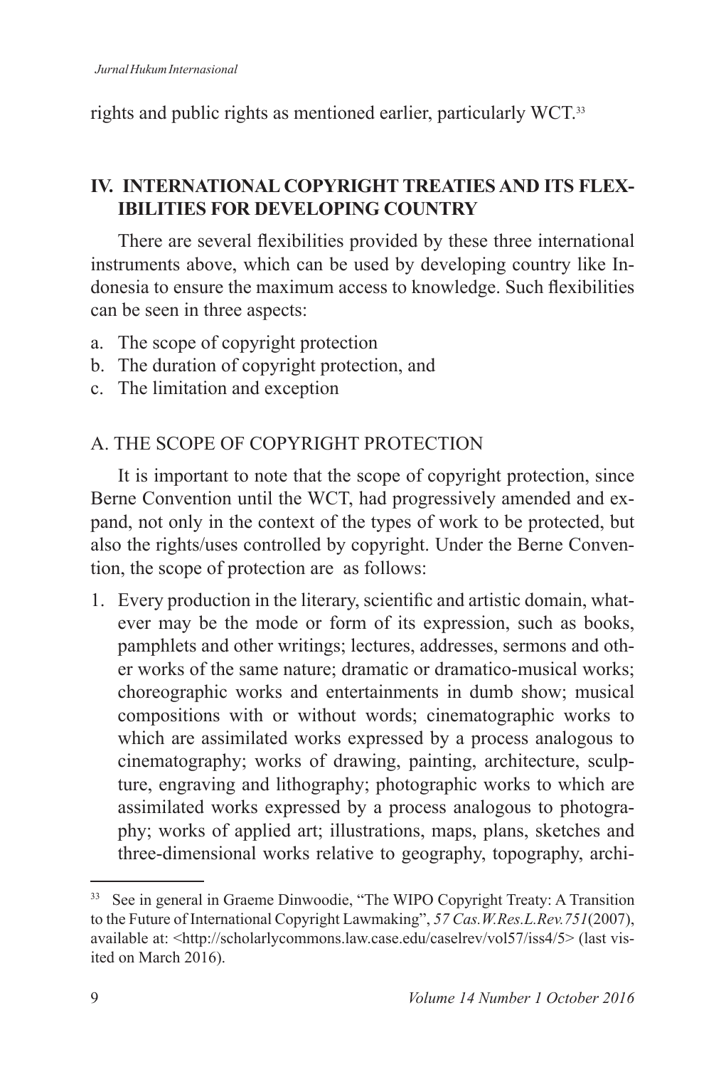rights and public rights as mentioned earlier, particularly WCT.[33]

## IV. INTERNATIONAL COPYRIGHT TREATIES AND ITS FLEXIBILITIES FOR DEVELOPING COUNTRY

There are several flexibilities provided by these three international instruments above, which can be used by developing country like Indonesia to ensure the maximum access to knowledge. Such flexibilities can be seen in three aspects:

a. The scope of copyright protection
b. The duration of copyright protection, and
c. The limitation and exception

### A. THE SCOPE OF COPYRIGHT PROTECTION

It is important to note that the scope of copyright protection, since Berne Convention until the WCT, had progressively amended and expand, not only in the context of the types of work to be protected, but also the rights/uses controlled by copyright. Under the Berne Convention, the scope of protection are as follows:

1. Every production in the literary, scientific and artistic domain, whatever may be the mode or form of its expression, such as books, pamphlets and other writings; lectures, addresses, sermons and other works of the same nature; dramatic or dramatico-musical works; choreographic works and entertainments in dumb show; musical compositions with or without words; cinematographic works to which are assimilated works expressed by a process analogous to cinematography; works of drawing, painting, architecture, sculpture, engraving and lithography; photographic works to which are assimilated works expressed by a process analogous to photography; works of applied art; illustrations, maps, plans, sketches and three-dimensional works relative to geography, topography, archi-

---

[33] See in general in Graeme Dinwoodie, "The WIPO Copyright Treaty: A Transition to the Future of International Copyright Lawmaking", *57 Cas.W.Res.L.Rev.751*(2007), available at: <http://scholarlycommons.law.case.edu/caselrev/vol57/iss4/5> (last visited on March 2016).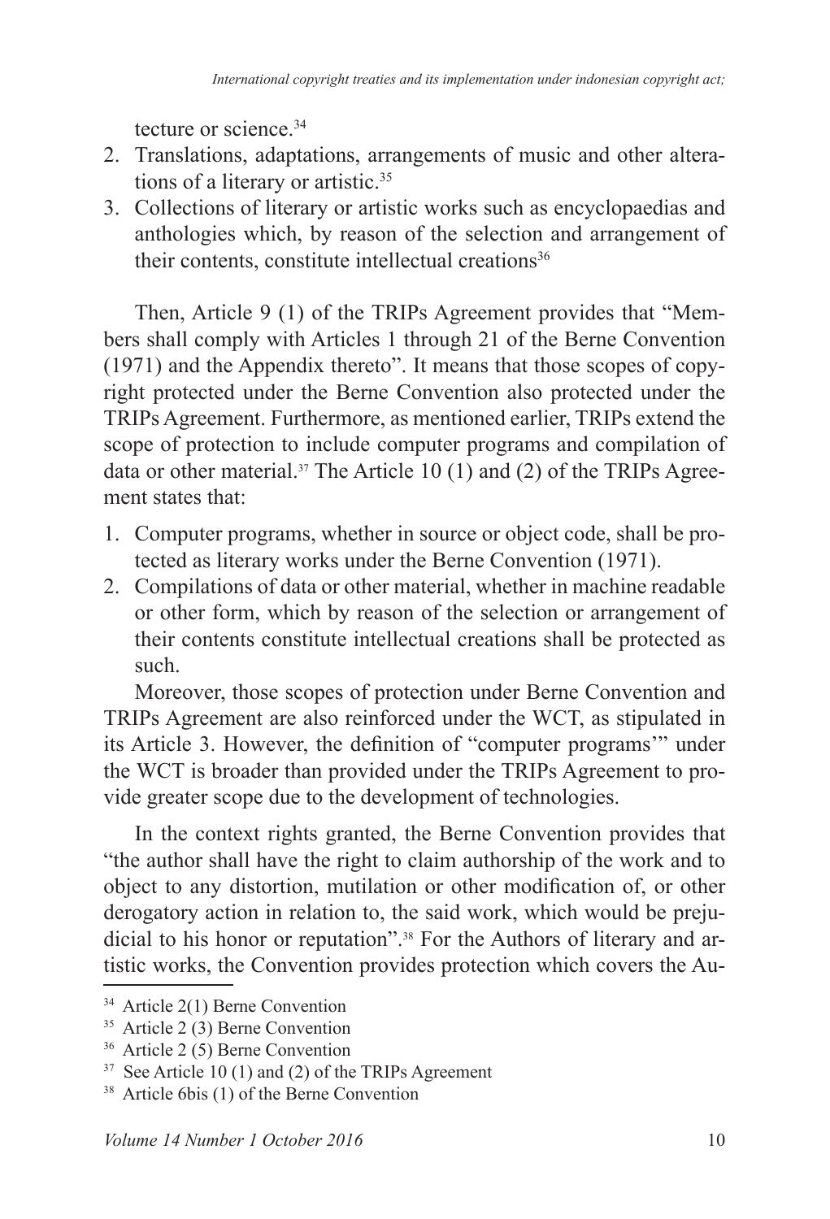tecture or science.[34]

2. Translations, adaptations, arrangements of music and other alterations of a literary or artistic.[35]
3. Collections of literary or artistic works such as encyclopaedias and anthologies which, by reason of the selection and arrangement of their contents, constitute intellectual creations[36]

Then, Article 9 (1) of the TRIPs Agreement provides that "Members shall comply with Articles 1 through 21 of the Berne Convention (1971) and the Appendix thereto". It means that those scopes of copyright protected under the Berne Convention also protected under the TRIPs Agreement. Furthermore, as mentioned earlier, TRIPs extend the scope of protection to include computer programs and compilation of data or other material.[37] The Article 10 (1) and (2) of the TRIPs Agreement states that:

1. Computer programs, whether in source or object code, shall be protected as literary works under the Berne Convention (1971).
2. Compilations of data or other material, whether in machine readable or other form, which by reason of the selection or arrangement of their contents constitute intellectual creations shall be protected as such.

Moreover, those scopes of protection under Berne Convention and TRIPs Agreement are also reinforced under the WCT, as stipulated in its Article 3. However, the definition of "computer programs'" under the WCT is broader than provided under the TRIPs Agreement to provide greater scope due to the development of technologies.

In the context rights granted, the Berne Convention provides that "the author shall have the right to claim authorship of the work and to object to any distortion, mutilation or other modification of, or other derogatory action in relation to, the said work, which would be prejudicial to his honor or reputation".[38] For the Authors of literary and artistic works, the Convention provides protection which covers the Au-

[34] Article 2(1) Berne Convention

[35] Article 2 (3) Berne Convention

[36] Article 2 (5) Berne Convention

[37] See Article 10 (1) and (2) of the TRIPs Agreement

[38] Article 6bis (1) of the Berne Convention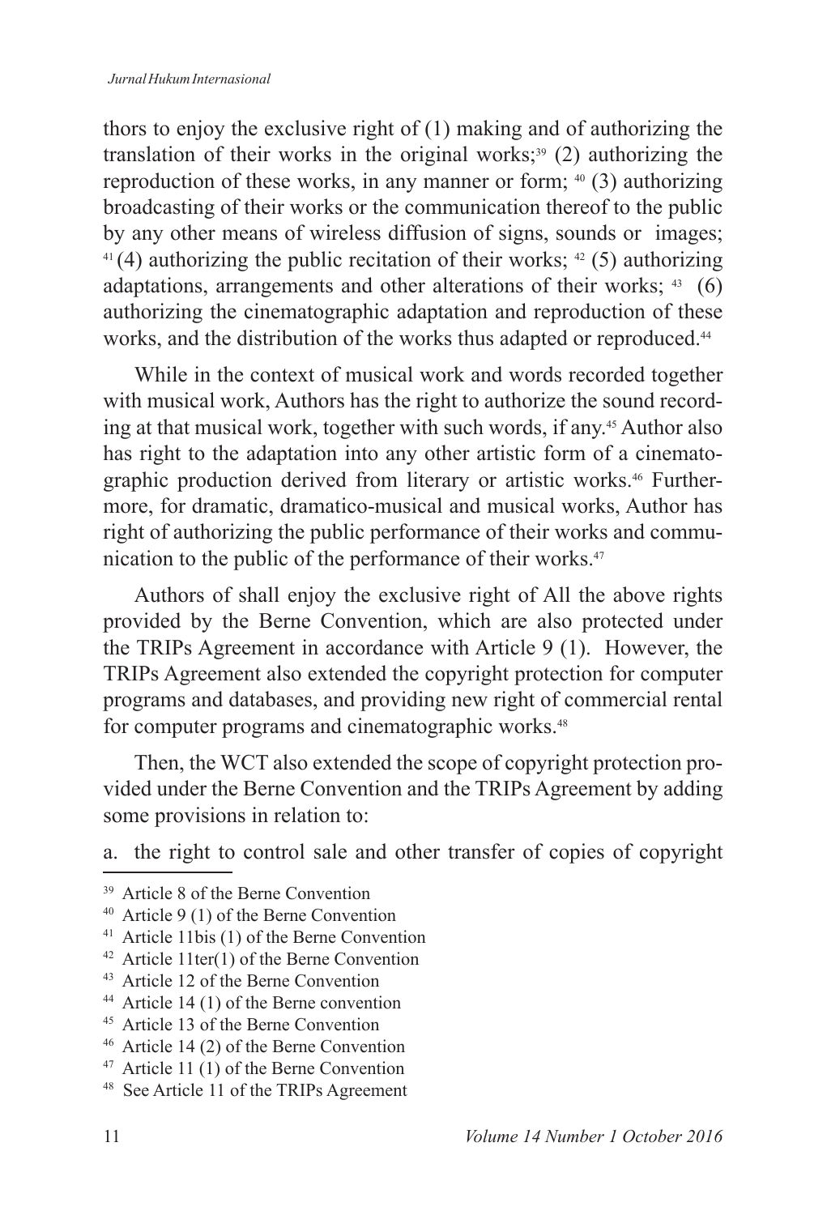thors to enjoy the exclusive right of (1) making and of authorizing the translation of their works in the original works;[39] (2) authorizing the reproduction of these works, in any manner or form; [40] (3) authorizing broadcasting of their works or the communication thereof to the public by any other means of wireless diffusion of signs, sounds or images; [41] (4) authorizing the public recitation of their works; [42] (5) authorizing adaptations, arrangements and other alterations of their works; [43] (6) authorizing the cinematographic adaptation and reproduction of these works, and the distribution of the works thus adapted or reproduced.[44]

While in the context of musical work and words recorded together with musical work, Authors has the right to authorize the sound recording at that musical work, together with such words, if any.[45] Author also has right to the adaptation into any other artistic form of a cinematographic production derived from literary or artistic works.[46] Furthermore, for dramatic, dramatico-musical and musical works, Author has right of authorizing the public performance of their works and communication to the public of the performance of their works.[47]

Authors of shall enjoy the exclusive right of All the above rights provided by the Berne Convention, which are also protected under the TRIPs Agreement in accordance with Article 9 (1). However, the TRIPs Agreement also extended the copyright protection for computer programs and databases, and providing new right of commercial rental for computer programs and cinematographic works.[48]

Then, the WCT also extended the scope of copyright protection provided under the Berne Convention and the TRIPs Agreement by adding some provisions in relation to:

a. the right to control sale and other transfer of copies of copyright

---

[39] Article 8 of the Berne Convention

[40] Article 9 (1) of the Berne Convention

[41] Article 11bis (1) of the Berne Convention

[42] Article 11ter(1) of the Berne Convention

[43] Article 12 of the Berne Convention

[44] Article 14 (1) of the Berne convention

[45] Article 13 of the Berne Convention

[46] Article 14 (2) of the Berne Convention

[47] Article 11 (1) of the Berne Convention

[48] See Article 11 of the TRIPs Agreement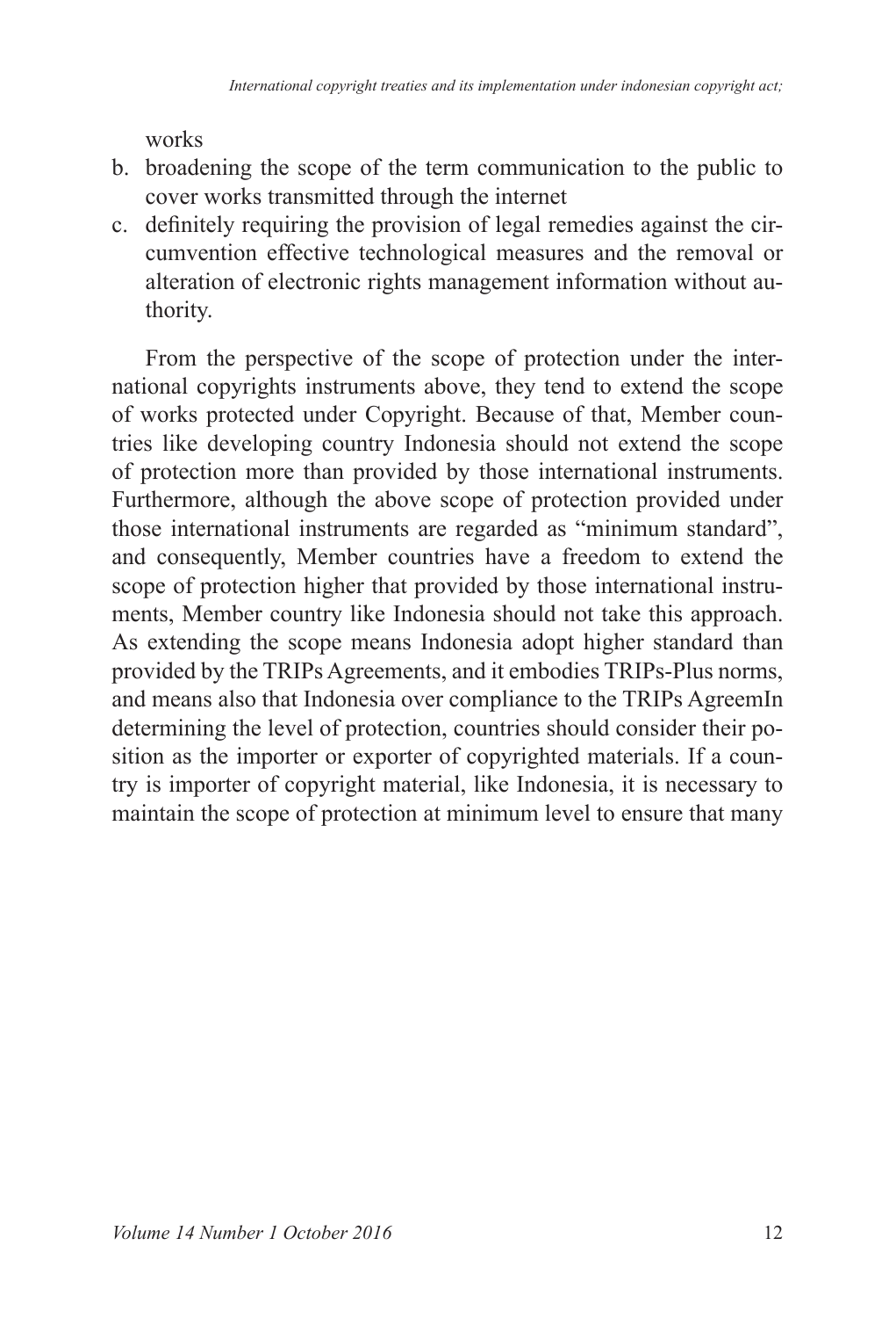works

b. broadening the scope of the term communication to the public to cover works transmitted through the internet
c. definitely requiring the provision of legal remedies against the circumvention effective technological measures and the removal or alteration of electronic rights management information without authority.

From the perspective of the scope of protection under the international copyrights instruments above, they tend to extend the scope of works protected under Copyright. Because of that, Member countries like developing country Indonesia should not extend the scope of protection more than provided by those international instruments. Furthermore, although the above scope of protection provided under those international instruments are regarded as "minimum standard", and consequently, Member countries have a freedom to extend the scope of protection higher that provided by those international instruments, Member country like Indonesia should not take this approach. As extending the scope means Indonesia adopt higher standard than provided by the TRIPs Agreements, and it embodies TRIPs-Plus norms, and means also that Indonesia over compliance to the TRIPs AgreemIn determining the level of protection, countries should consider their position as the importer or exporter of copyrighted materials. If a country is importer of copyright material, like Indonesia, it is necessary to maintain the scope of protection at minimum level to ensure that many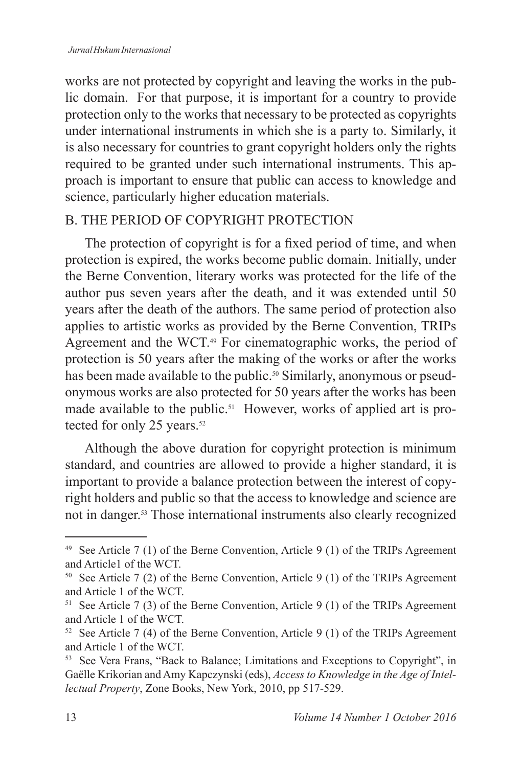works are not protected by copyright and leaving the works in the public domain. For that purpose, it is important for a country to provide protection only to the works that necessary to be protected as copyrights under international instruments in which she is a party to. Similarly, it is also necessary for countries to grant copyright holders only the rights required to be granted under such international instruments. This approach is important to ensure that public can access to knowledge and science, particularly higher education materials.

## B. THE PERIOD OF COPYRIGHT PROTECTION

The protection of copyright is for a fixed period of time, and when protection is expired, the works become public domain. Initially, under the Berne Convention, literary works was protected for the life of the author pus seven years after the death, and it was extended until 50 years after the death of the authors. The same period of protection also applies to artistic works as provided by the Berne Convention, TRIPs Agreement and the WCT.[49] For cinematographic works, the period of protection is 50 years after the making of the works or after the works has been made available to the public.[50] Similarly, anonymous or pseudonymous works are also protected for 50 years after the works has been made available to the public.[51] However, works of applied art is protected for only 25 years.[52]

Although the above duration for copyright protection is minimum standard, and countries are allowed to provide a higher standard, it is important to provide a balance protection between the interest of copyright holders and public so that the access to knowledge and science are not in danger.[53] Those international instruments also clearly recognized

---

[49] See Article 7 (1) of the Berne Convention, Article 9 (1) of the TRIPs Agreement and Article1 of the WCT.

[50] See Article 7 (2) of the Berne Convention, Article 9 (1) of the TRIPs Agreement and Article 1 of the WCT.

[51] See Article 7 (3) of the Berne Convention, Article 9 (1) of the TRIPs Agreement and Article 1 of the WCT.

[52] See Article 7 (4) of the Berne Convention, Article 9 (1) of the TRIPs Agreement and Article 1 of the WCT.

[53] See Vera Frans, "Back to Balance; Limitations and Exceptions to Copyright", in Gaëlle Krikorian and Amy Kapczynski (eds), *Access to Knowledge in the Age of Intellectual Property*, Zone Books, New York, 2010, pp 517-529.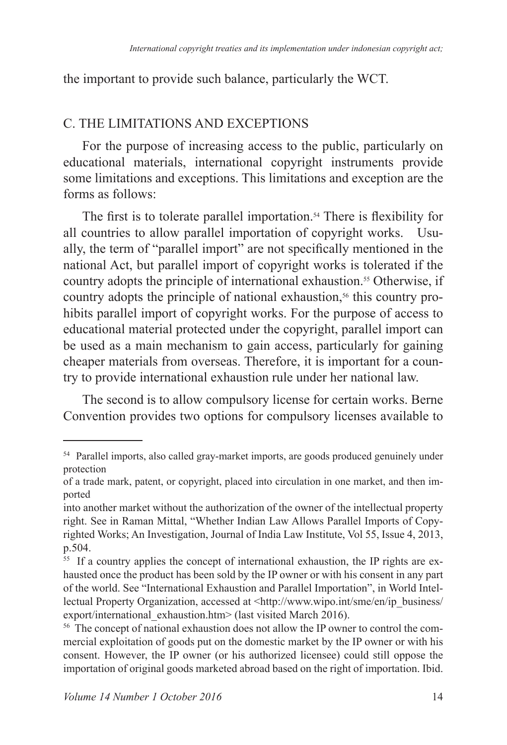the important to provide such balance, particularly the WCT.

## C. THE LIMITATIONS AND EXCEPTIONS

For the purpose of increasing access to the public, particularly on educational materials, international copyright instruments provide some limitations and exceptions. This limitations and exception are the forms as follows:

The first is to tolerate parallel importation.[54] There is flexibility for all countries to allow parallel importation of copyright works. Usually, the term of "parallel import" are not specifically mentioned in the national Act, but parallel import of copyright works is tolerated if the country adopts the principle of international exhaustion.[55] Otherwise, if country adopts the principle of national exhaustion,[56] this country prohibits parallel import of copyright works. For the purpose of access to educational material protected under the copyright, parallel import can be used as a main mechanism to gain access, particularly for gaining cheaper materials from overseas. Therefore, it is important for a country to provide international exhaustion rule under her national law.

The second is to allow compulsory license for certain works. Berne Convention provides two options for compulsory licenses available to

---

[54] Parallel imports, also called gray-market imports, are goods produced genuinely under protection of a trade mark, patent, or copyright, placed into circulation in one market, and then imported into another market without the authorization of the owner of the intellectual property right. See in Raman Mittal, "Whether Indian Law Allows Parallel Imports of Copyrighted Works; An Investigation, Journal of India Law Institute, Vol 55, Issue 4, 2013, p.504.

[55] If a country applies the concept of international exhaustion, the IP rights are exhausted once the product has been sold by the IP owner or with his consent in any part of the world. See "International Exhaustion and Parallel Importation", in World Intellectual Property Organization, accessed at <http://www.wipo.int/sme/en/ip_business/export/international_exhaustion.htm> (last visited March 2016).

[56] The concept of national exhaustion does not allow the IP owner to control the commercial exploitation of goods put on the domestic market by the IP owner or with his consent. However, the IP owner (or his authorized licensee) could still oppose the importation of original goods marketed abroad based on the right of importation. Ibid.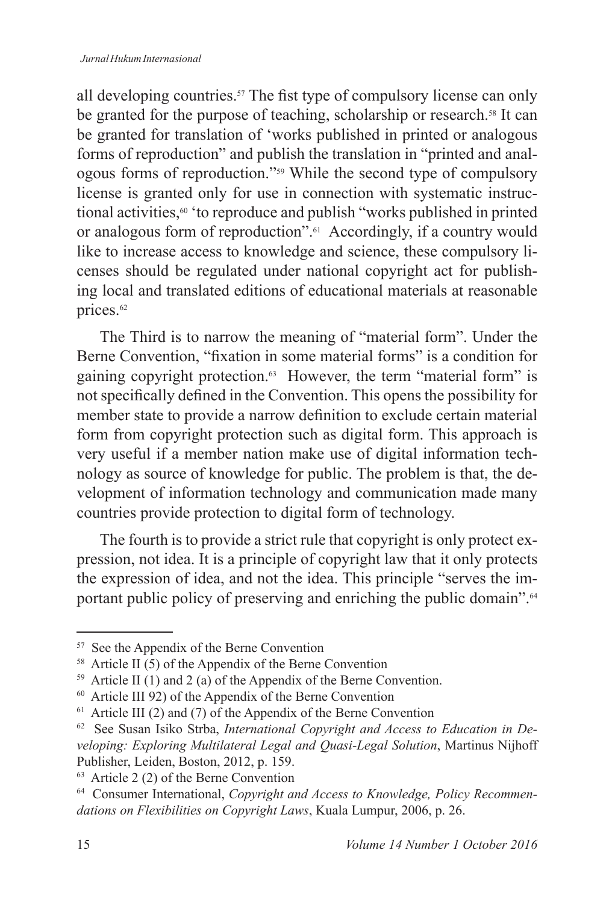all developing countries.[57] The fist type of compulsory license can only be granted for the purpose of teaching, scholarship or research.[58] It can be granted for translation of 'works published in printed or analogous forms of reproduction" and publish the translation in "printed and analogous forms of reproduction."[59] While the second type of compulsory license is granted only for use in connection with systematic instructional activities,[60] 'to reproduce and publish "works published in printed or analogous form of reproduction".[61] Accordingly, if a country would like to increase access to knowledge and science, these compulsory licenses should be regulated under national copyright act for publishing local and translated editions of educational materials at reasonable prices.[62]

The Third is to narrow the meaning of "material form". Under the Berne Convention, "fixation in some material forms" is a condition for gaining copyright protection.[63] However, the term "material form" is not specifically defined in the Convention. This opens the possibility for member state to provide a narrow definition to exclude certain material form from copyright protection such as digital form. This approach is very useful if a member nation make use of digital information technology as source of knowledge for public. The problem is that, the development of information technology and communication made many countries provide protection to digital form of technology.

The fourth is to provide a strict rule that copyright is only protect expression, not idea. It is a principle of copyright law that it only protects the expression of idea, and not the idea. This principle "serves the important public policy of preserving and enriching the public domain".[64]

---

[57] See the Appendix of the Berne Convention

[58] Article II (5) of the Appendix of the Berne Convention

[59] Article II (1) and 2 (a) of the Appendix of the Berne Convention.

[60] Article III 92) of the Appendix of the Berne Convention

[61] Article III (2) and (7) of the Appendix of the Berne Convention

[62] See Susan Isiko Strba, *International Copyright and Access to Education in Developing: Exploring Multilateral Legal and Quasi-Legal Solution*, Martinus Nijhoff Publisher, Leiden, Boston, 2012, p. 159.

[63] Article 2 (2) of the Berne Convention

[64] Consumer International, *Copyright and Access to Knowledge, Policy Recommendations on Flexibilities on Copyright Laws*, Kuala Lumpur, 2006, p. 26.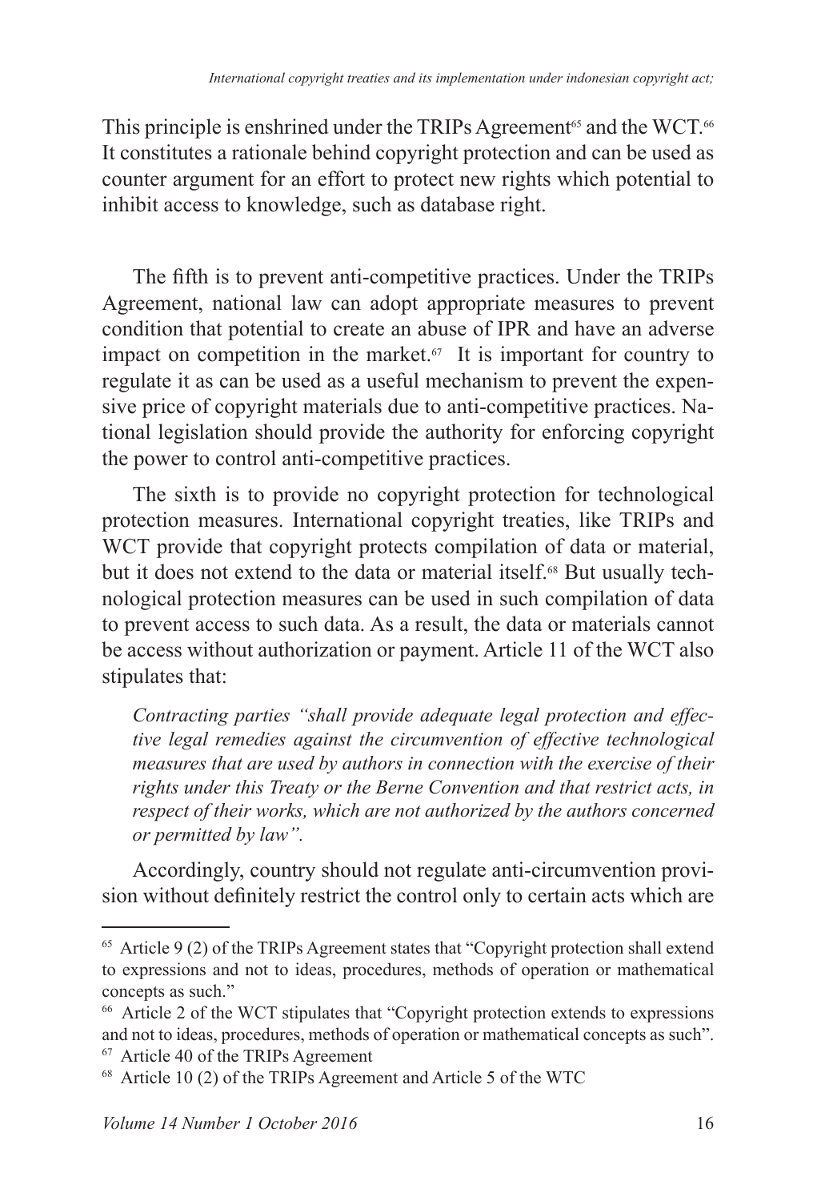This principle is enshrined under the TRIPs Agreement[65] and the WCT.[66] It constitutes a rationale behind copyright protection and can be used as counter argument for an effort to protect new rights which potential to inhibit access to knowledge, such as database right.

The fifth is to prevent anti-competitive practices. Under the TRIPs Agreement, national law can adopt appropriate measures to prevent condition that potential to create an abuse of IPR and have an adverse impact on competition in the market.[67] It is important for country to regulate it as can be used as a useful mechanism to prevent the expensive price of copyright materials due to anti-competitive practices. National legislation should provide the authority for enforcing copyright the power to control anti-competitive practices.

The sixth is to provide no copyright protection for technological protection measures. International copyright treaties, like TRIPs and WCT provide that copyright protects compilation of data or material, but it does not extend to the data or material itself.[68] But usually technological protection measures can be used in such compilation of data to prevent access to such data. As a result, the data or materials cannot be access without authorization or payment. Article 11 of the WCT also stipulates that:

> *Contracting parties "shall provide adequate legal protection and effective legal remedies against the circumvention of effective technological measures that are used by authors in connection with the exercise of their rights under this Treaty or the Berne Convention and that restrict acts, in respect of their works, which are not authorized by the authors concerned or permitted by law".*

Accordingly, country should not regulate anti-circumvention provision without definitely restrict the control only to certain acts which are

---

[65] Article 9 (2) of the TRIPs Agreement states that "Copyright protection shall extend to expressions and not to ideas, procedures, methods of operation or mathematical concepts as such."

[66] Article 2 of the WCT stipulates that "Copyright protection extends to expressions and not to ideas, procedures, methods of operation or mathematical concepts as such".

[67] Article 40 of the TRIPs Agreement

[68] Article 10 (2) of the TRIPs Agreement and Article 5 of the WTC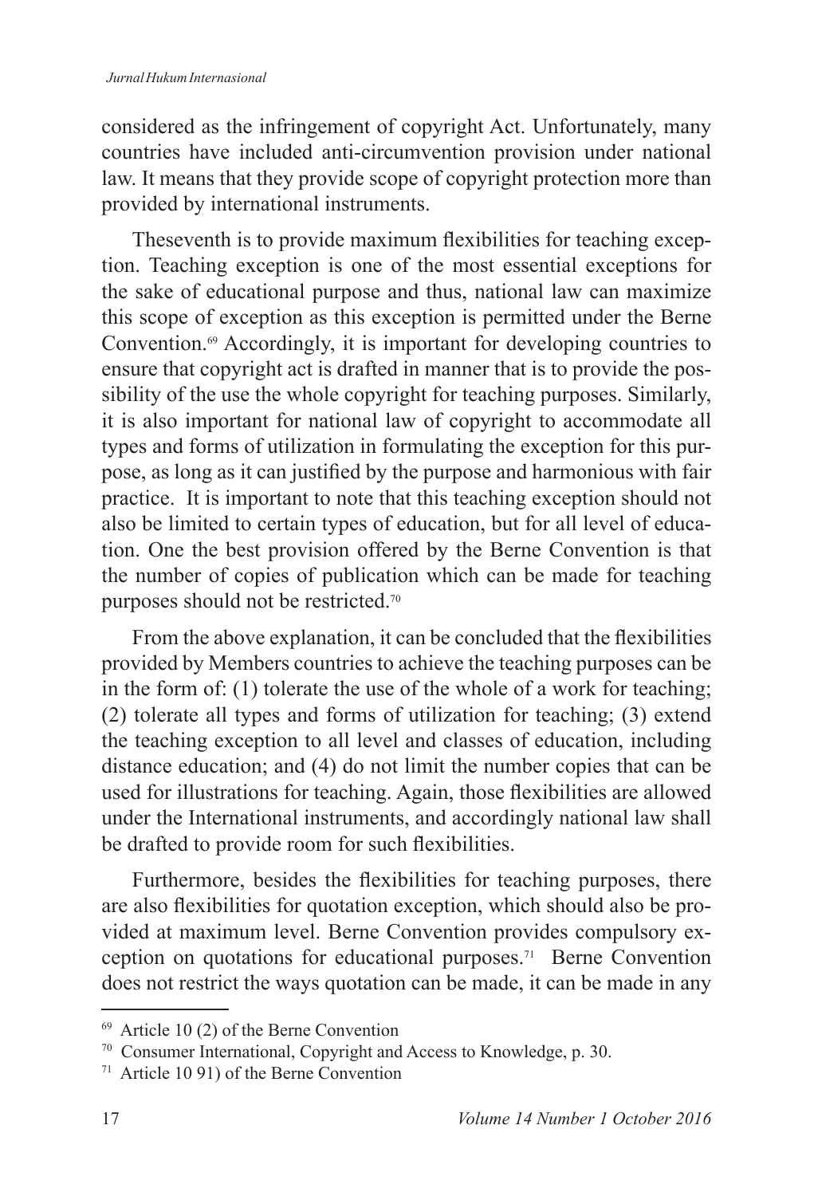considered as the infringement of copyright Act. Unfortunately, many countries have included anti-circumvention provision under national law. It means that they provide scope of copyright protection more than provided by international instruments.

Theseventh is to provide maximum flexibilities for teaching exception. Teaching exception is one of the most essential exceptions for the sake of educational purpose and thus, national law can maximize this scope of exception as this exception is permitted under the Berne Convention.[69] Accordingly, it is important for developing countries to ensure that copyright act is drafted in manner that is to provide the possibility of the use the whole copyright for teaching purposes. Similarly, it is also important for national law of copyright to accommodate all types and forms of utilization in formulating the exception for this purpose, as long as it can justified by the purpose and harmonious with fair practice. It is important to note that this teaching exception should not also be limited to certain types of education, but for all level of education. One the best provision offered by the Berne Convention is that the number of copies of publication which can be made for teaching purposes should not be restricted.[70]

From the above explanation, it can be concluded that the flexibilities provided by Members countries to achieve the teaching purposes can be in the form of: (1) tolerate the use of the whole of a work for teaching; (2) tolerate all types and forms of utilization for teaching; (3) extend the teaching exception to all level and classes of education, including distance education; and (4) do not limit the number copies that can be used for illustrations for teaching. Again, those flexibilities are allowed under the International instruments, and accordingly national law shall be drafted to provide room for such flexibilities.

Furthermore, besides the flexibilities for teaching purposes, there are also flexibilities for quotation exception, which should also be provided at maximum level. Berne Convention provides compulsory exception on quotations for educational purposes.[71] Berne Convention does not restrict the ways quotation can be made, it can be made in any

---

[69] Article 10 (2) of the Berne Convention

[70] Consumer International, Copyright and Access to Knowledge, p. 30.

[71] Article 10 91) of the Berne Convention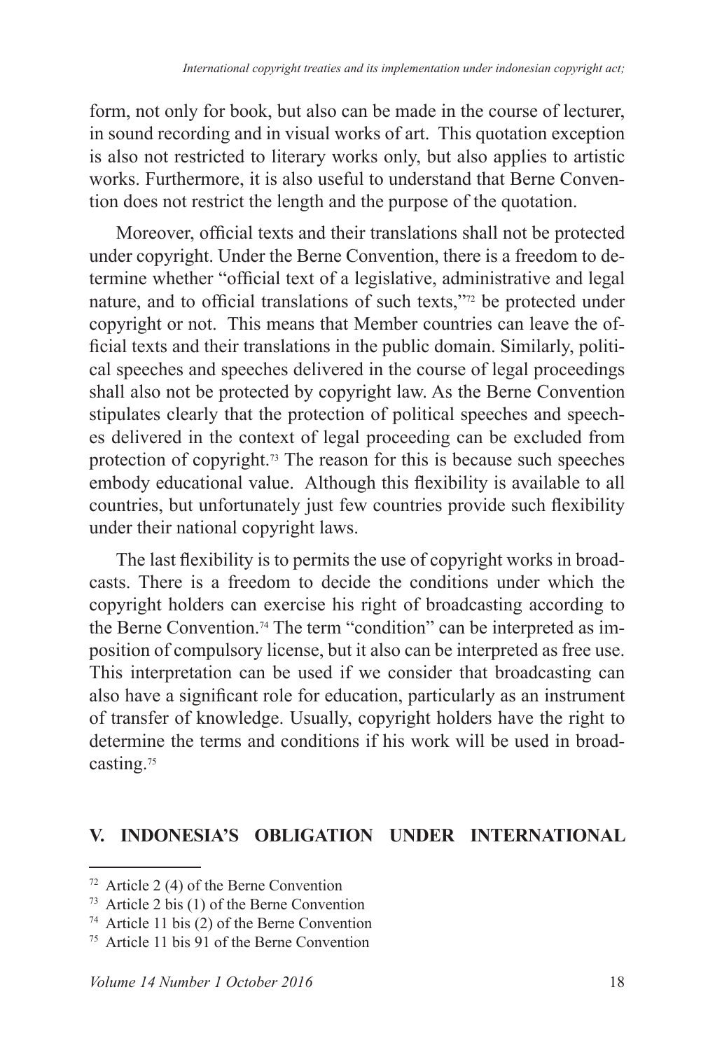form, not only for book, but also can be made in the course of lecturer, in sound recording and in visual works of art. This quotation exception is also not restricted to literary works only, but also applies to artistic works. Furthermore, it is also useful to understand that Berne Convention does not restrict the length and the purpose of the quotation.

Moreover, official texts and their translations shall not be protected under copyright. Under the Berne Convention, there is a freedom to determine whether "official text of a legislative, administrative and legal nature, and to official translations of such texts,"[72] be protected under copyright or not. This means that Member countries can leave the official texts and their translations in the public domain. Similarly, political speeches and speeches delivered in the course of legal proceedings shall also not be protected by copyright law. As the Berne Convention stipulates clearly that the protection of political speeches and speeches delivered in the context of legal proceeding can be excluded from protection of copyright.[73] The reason for this is because such speeches embody educational value. Although this flexibility is available to all countries, but unfortunately just few countries provide such flexibility under their national copyright laws.

The last flexibility is to permits the use of copyright works in broadcasts. There is a freedom to decide the conditions under which the copyright holders can exercise his right of broadcasting according to the Berne Convention.[74] The term "condition" can be interpreted as imposition of compulsory license, but it also can be interpreted as free use. This interpretation can be used if we consider that broadcasting can also have a significant role for education, particularly as an instrument of transfer of knowledge. Usually, copyright holders have the right to determine the terms and conditions if his work will be used in broadcasting.[75]

## V. INDONESIA'S OBLIGATION UNDER INTERNATIONAL

---

[72] Article 2 (4) of the Berne Convention

[73] Article 2 bis (1) of the Berne Convention

[74] Article 11 bis (2) of the Berne Convention

[75] Article 11 bis 91 of the Berne Convention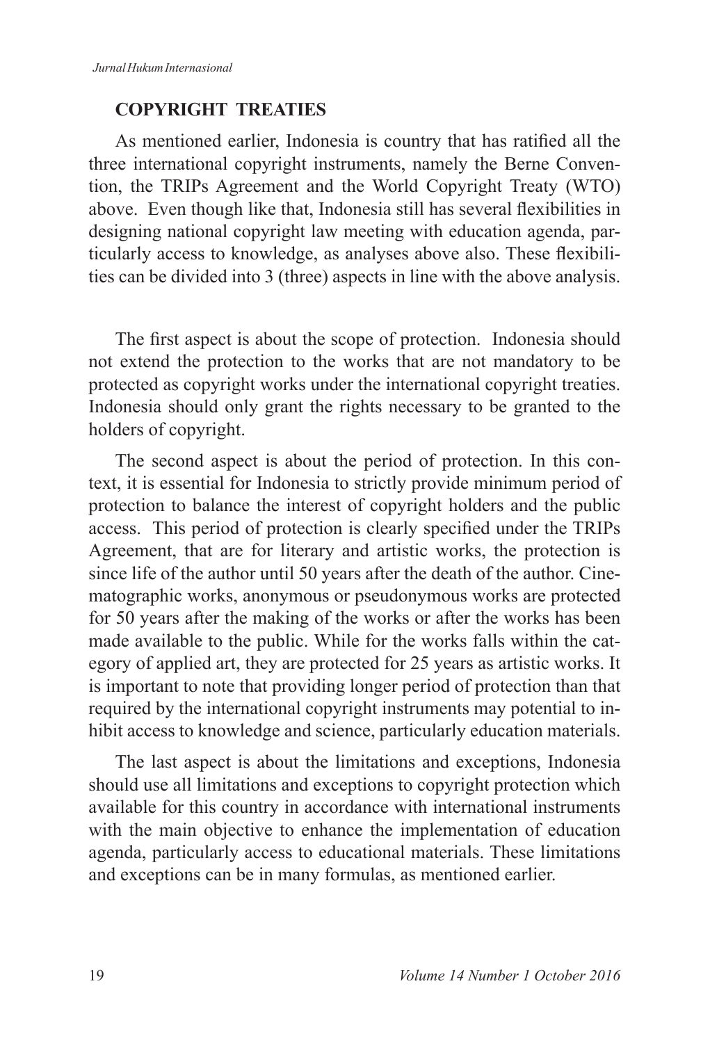## COPYRIGHT TREATIES

As mentioned earlier, Indonesia is country that has ratified all the three international copyright instruments, namely the Berne Convention, the TRIPs Agreement and the World Copyright Treaty (WTO) above. Even though like that, Indonesia still has several flexibilities in designing national copyright law meeting with education agenda, particularly access to knowledge, as analyses above also. These flexibilities can be divided into 3 (three) aspects in line with the above analysis.

The first aspect is about the scope of protection. Indonesia should not extend the protection to the works that are not mandatory to be protected as copyright works under the international copyright treaties. Indonesia should only grant the rights necessary to be granted to the holders of copyright.

The second aspect is about the period of protection. In this context, it is essential for Indonesia to strictly provide minimum period of protection to balance the interest of copyright holders and the public access. This period of protection is clearly specified under the TRIPs Agreement, that are for literary and artistic works, the protection is since life of the author until 50 years after the death of the author. Cinematographic works, anonymous or pseudonymous works are protected for 50 years after the making of the works or after the works has been made available to the public. While for the works falls within the category of applied art, they are protected for 25 years as artistic works. It is important to note that providing longer period of protection than that required by the international copyright instruments may potential to inhibit access to knowledge and science, particularly education materials.

The last aspect is about the limitations and exceptions, Indonesia should use all limitations and exceptions to copyright protection which available for this country in accordance with international instruments with the main objective to enhance the implementation of education agenda, particularly access to educational materials. These limitations and exceptions can be in many formulas, as mentioned earlier.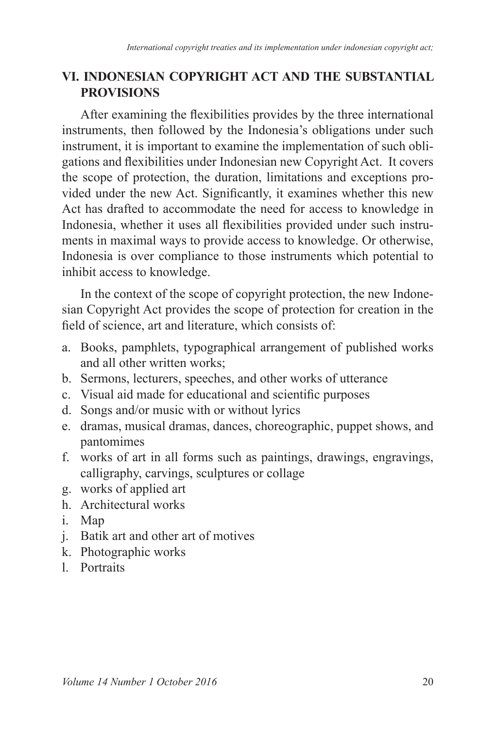## VI. INDONESIAN COPYRIGHT ACT AND THE SUBSTANTIAL PROVISIONS

After examining the flexibilities provides by the three international instruments, then followed by the Indonesia's obligations under such instrument, it is important to examine the implementation of such obligations and flexibilities under Indonesian new Copyright Act. It covers the scope of protection, the duration, limitations and exceptions provided under the new Act. Significantly, it examines whether this new Act has drafted to accommodate the need for access to knowledge in Indonesia, whether it uses all flexibilities provided under such instruments in maximal ways to provide access to knowledge. Or otherwise, Indonesia is over compliance to those instruments which potential to inhibit access to knowledge.

In the context of the scope of copyright protection, the new Indonesian Copyright Act provides the scope of protection for creation in the field of science, art and literature, which consists of:

a. Books, pamphlets, typographical arrangement of published works and all other written works;
b. Sermons, lecturers, speeches, and other works of utterance
c. Visual aid made for educational and scientific purposes
d. Songs and/or music with or without lyrics
e. dramas, musical dramas, dances, choreographic, puppet shows, and pantomimes
f. works of art in all forms such as paintings, drawings, engravings, calligraphy, carvings, sculptures or collage
g. works of applied art
h. Architectural works
i. Map
j. Batik art and other art of motives
k. Photographic works
l. Portraits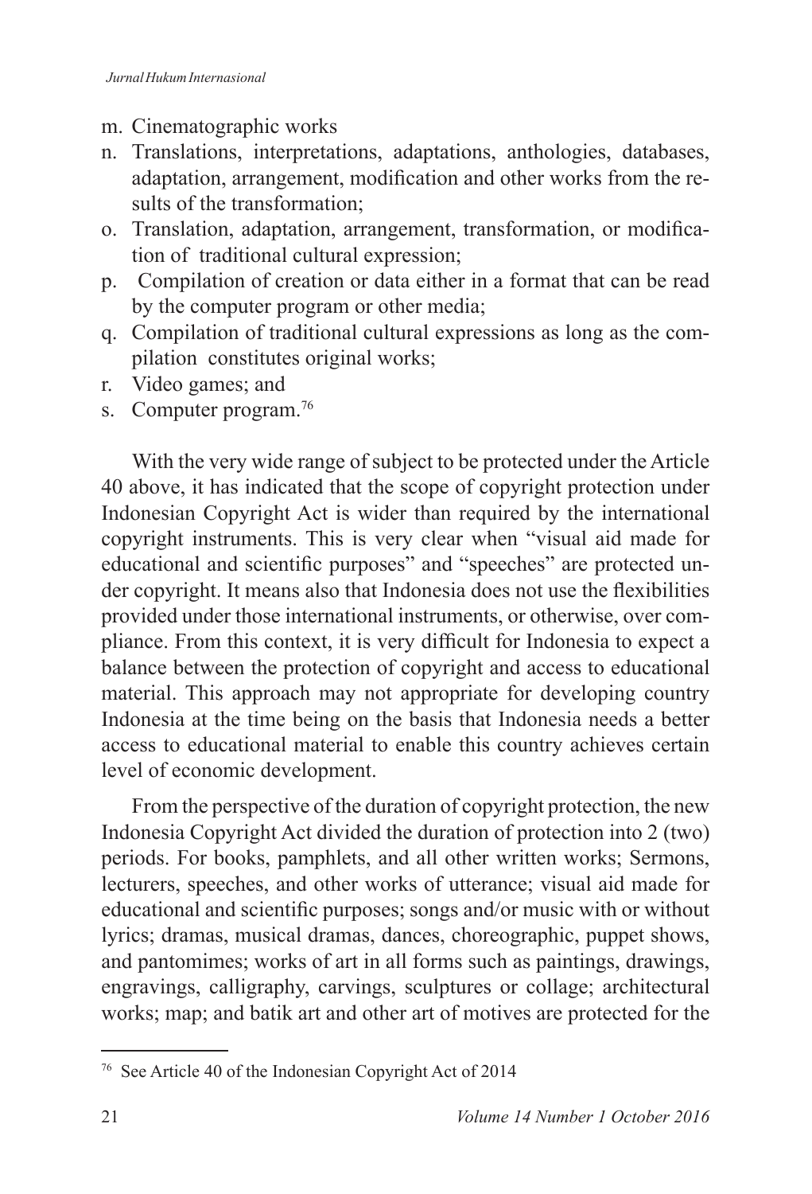m. Cinematographic works
n. Translations, interpretations, adaptations, anthologies, databases, adaptation, arrangement, modification and other works from the results of the transformation;
o. Translation, adaptation, arrangement, transformation, or modification of traditional cultural expression;
p. Compilation of creation or data either in a format that can be read by the computer program or other media;
q. Compilation of traditional cultural expressions as long as the compilation constitutes original works;
r. Video games; and
s. Computer program.[76]

With the very wide range of subject to be protected under the Article 40 above, it has indicated that the scope of copyright protection under Indonesian Copyright Act is wider than required by the international copyright instruments. This is very clear when "visual aid made for educational and scientific purposes" and "speeches" are protected under copyright. It means also that Indonesia does not use the flexibilities provided under those international instruments, or otherwise, over compliance. From this context, it is very difficult for Indonesia to expect a balance between the protection of copyright and access to educational material. This approach may not appropriate for developing country Indonesia at the time being on the basis that Indonesia needs a better access to educational material to enable this country achieves certain level of economic development.

From the perspective of the duration of copyright protection, the new Indonesia Copyright Act divided the duration of protection into 2 (two) periods. For books, pamphlets, and all other written works; Sermons, lecturers, speeches, and other works of utterance; visual aid made for educational and scientific purposes; songs and/or music with or without lyrics; dramas, musical dramas, dances, choreographic, puppet shows, and pantomimes; works of art in all forms such as paintings, drawings, engravings, calligraphy, carvings, sculptures or collage; architectural works; map; and batik art and other art of motives are protected for the

---

[76] See Article 40 of the Indonesian Copyright Act of 2014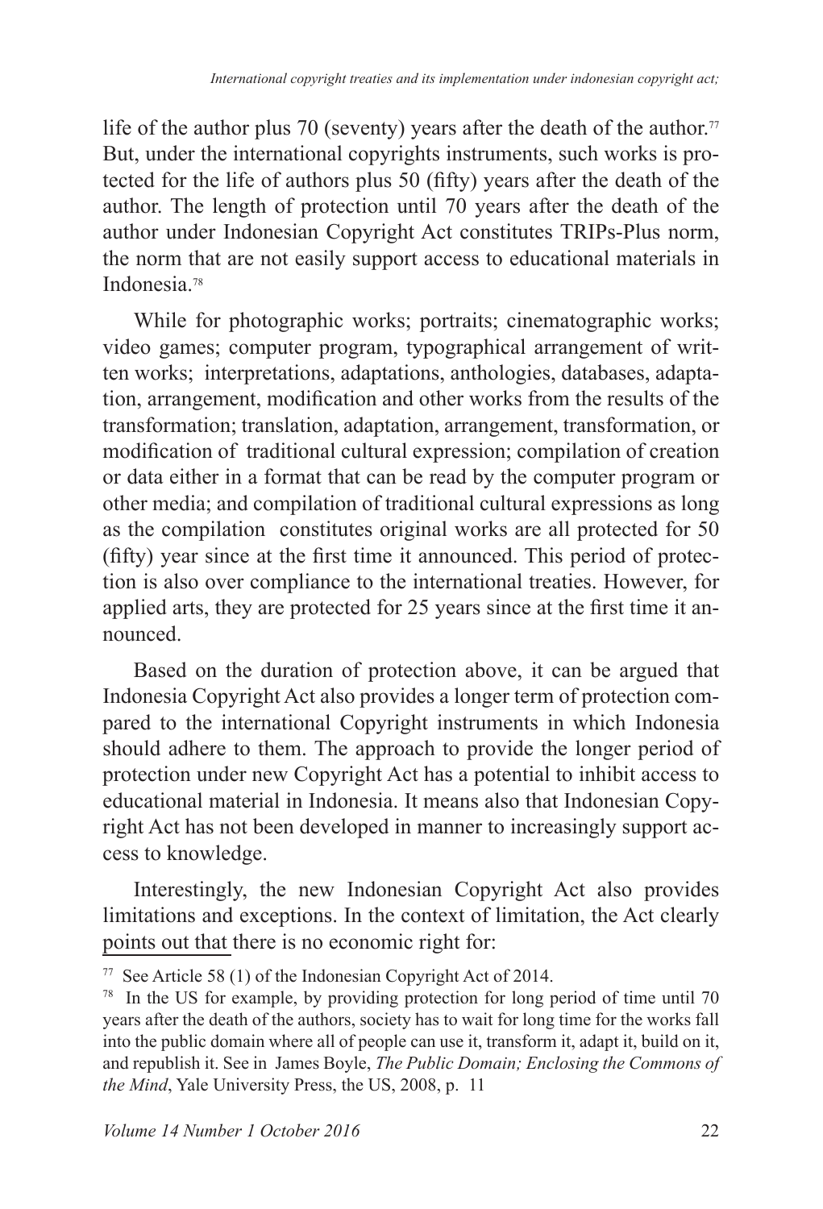life of the author plus 70 (seventy) years after the death of the author.[77] But, under the international copyrights instruments, such works is protected for the life of authors plus 50 (fifty) years after the death of the author. The length of protection until 70 years after the death of the author under Indonesian Copyright Act constitutes TRIPs-Plus norm, the norm that are not easily support access to educational materials in Indonesia.[78]

While for photographic works; portraits; cinematographic works; video games; computer program, typographical arrangement of written works; interpretations, adaptations, anthologies, databases, adaptation, arrangement, modification and other works from the results of the transformation; translation, adaptation, arrangement, transformation, or modification of traditional cultural expression; compilation of creation or data either in a format that can be read by the computer program or other media; and compilation of traditional cultural expressions as long as the compilation constitutes original works are all protected for 50 (fifty) year since at the first time it announced. This period of protection is also over compliance to the international treaties. However, for applied arts, they are protected for 25 years since at the first time it announced.

Based on the duration of protection above, it can be argued that Indonesia Copyright Act also provides a longer term of protection compared to the international Copyright instruments in which Indonesia should adhere to them. The approach to provide the longer period of protection under new Copyright Act has a potential to inhibit access to educational material in Indonesia. It means also that Indonesian Copyright Act has not been developed in manner to increasingly support access to knowledge.

Interestingly, the new Indonesian Copyright Act also provides limitations and exceptions. In the context of limitation, the Act clearly points out that there is no economic right for:

[77] See Article 58 (1) of the Indonesian Copyright Act of 2014.

[78] In the US for example, by providing protection for long period of time until 70 years after the death of the authors, society has to wait for long time for the works fall into the public domain where all of people can use it, transform it, adapt it, build on it, and republish it. See in James Boyle, *The Public Domain; Enclosing the Commons of the Mind*, Yale University Press, the US, 2008, p. 11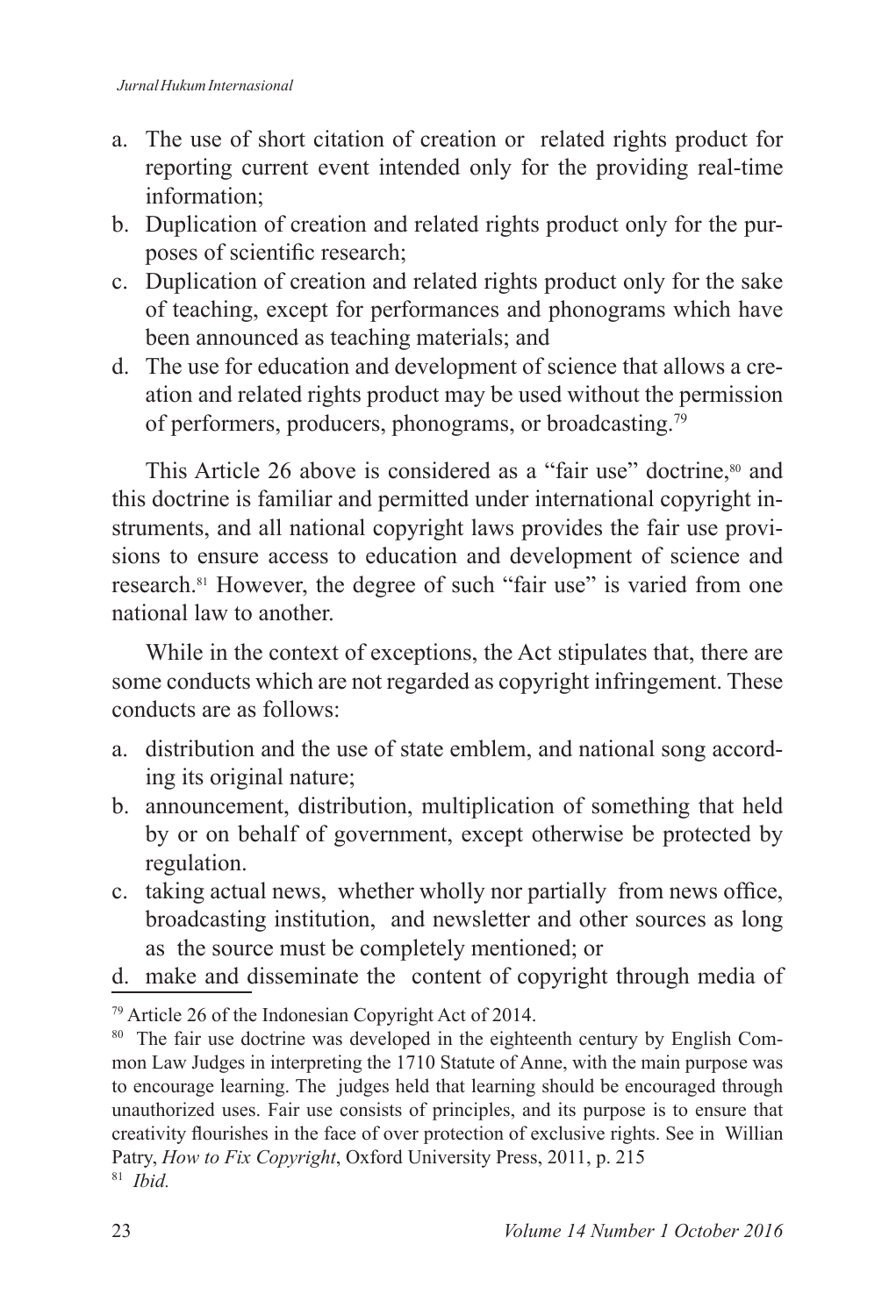a. The use of short citation of creation or related rights product for reporting current event intended only for the providing real-time information;
b. Duplication of creation and related rights product only for the purposes of scientific research;
c. Duplication of creation and related rights product only for the sake of teaching, except for performances and phonograms which have been announced as teaching materials; and
d. The use for education and development of science that allows a creation and related rights product may be used without the permission of performers, producers, phonograms, or broadcasting.[79]

This Article 26 above is considered as a "fair use" doctrine,[80] and this doctrine is familiar and permitted under international copyright instruments, and all national copyright laws provides the fair use provisions to ensure access to education and development of science and research.[81] However, the degree of such "fair use" is varied from one national law to another.

While in the context of exceptions, the Act stipulates that, there are some conducts which are not regarded as copyright infringement. These conducts are as follows:

a. distribution and the use of state emblem, and national song according its original nature;
b. announcement, distribution, multiplication of something that held by or on behalf of government, except otherwise be protected by regulation.
c. taking actual news, whether wholly nor partially from news office, broadcasting institution, and newsletter and other sources as long as the source must be completely mentioned; or
d. make and disseminate the content of copyright through media of

---

[79] Article 26 of the Indonesian Copyright Act of 2014.

[80] The fair use doctrine was developed in the eighteenth century by English Common Law Judges in interpreting the 1710 Statute of Anne, with the main purpose was to encourage learning. The judges held that learning should be encouraged through unauthorized uses. Fair use consists of principles, and its purpose is to ensure that creativity flourishes in the face of over protection of exclusive rights. See in Willian Patry, *How to Fix Copyright*, Oxford University Press, 2011, p. 215

[81] *Ibid.*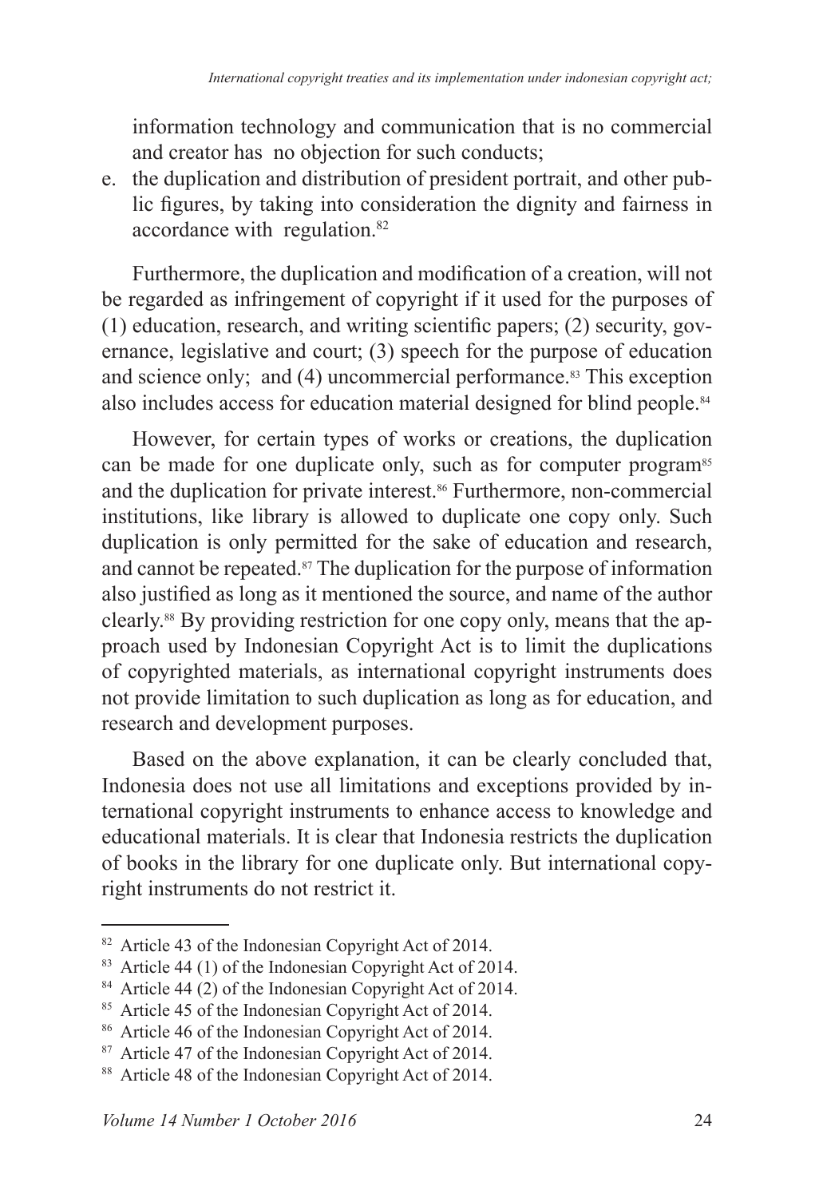information technology and communication that is no commercial and creator has no objection for such conducts;

e. the duplication and distribution of president portrait, and other public figures, by taking into consideration the dignity and fairness in accordance with regulation.[82]

Furthermore, the duplication and modification of a creation, will not be regarded as infringement of copyright if it used for the purposes of (1) education, research, and writing scientific papers; (2) security, governance, legislative and court; (3) speech for the purpose of education and science only; and (4) uncommercial performance.[83] This exception also includes access for education material designed for blind people.[84]

However, for certain types of works or creations, the duplication can be made for one duplicate only, such as for computer program[85] and the duplication for private interest.[86] Furthermore, non-commercial institutions, like library is allowed to duplicate one copy only. Such duplication is only permitted for the sake of education and research, and cannot be repeated.[87] The duplication for the purpose of information also justified as long as it mentioned the source, and name of the author clearly.[88] By providing restriction for one copy only, means that the approach used by Indonesian Copyright Act is to limit the duplications of copyrighted materials, as international copyright instruments does not provide limitation to such duplication as long as for education, and research and development purposes.

Based on the above explanation, it can be clearly concluded that, Indonesia does not use all limitations and exceptions provided by international copyright instruments to enhance access to knowledge and educational materials. It is clear that Indonesia restricts the duplication of books in the library for one duplicate only. But international copyright instruments do not restrict it.

---

[82] Article 43 of the Indonesian Copyright Act of 2014.

[83] Article 44 (1) of the Indonesian Copyright Act of 2014.

[84] Article 44 (2) of the Indonesian Copyright Act of 2014.

[85] Article 45 of the Indonesian Copyright Act of 2014.

[86] Article 46 of the Indonesian Copyright Act of 2014.

[87] Article 47 of the Indonesian Copyright Act of 2014.

[88] Article 48 of the Indonesian Copyright Act of 2014.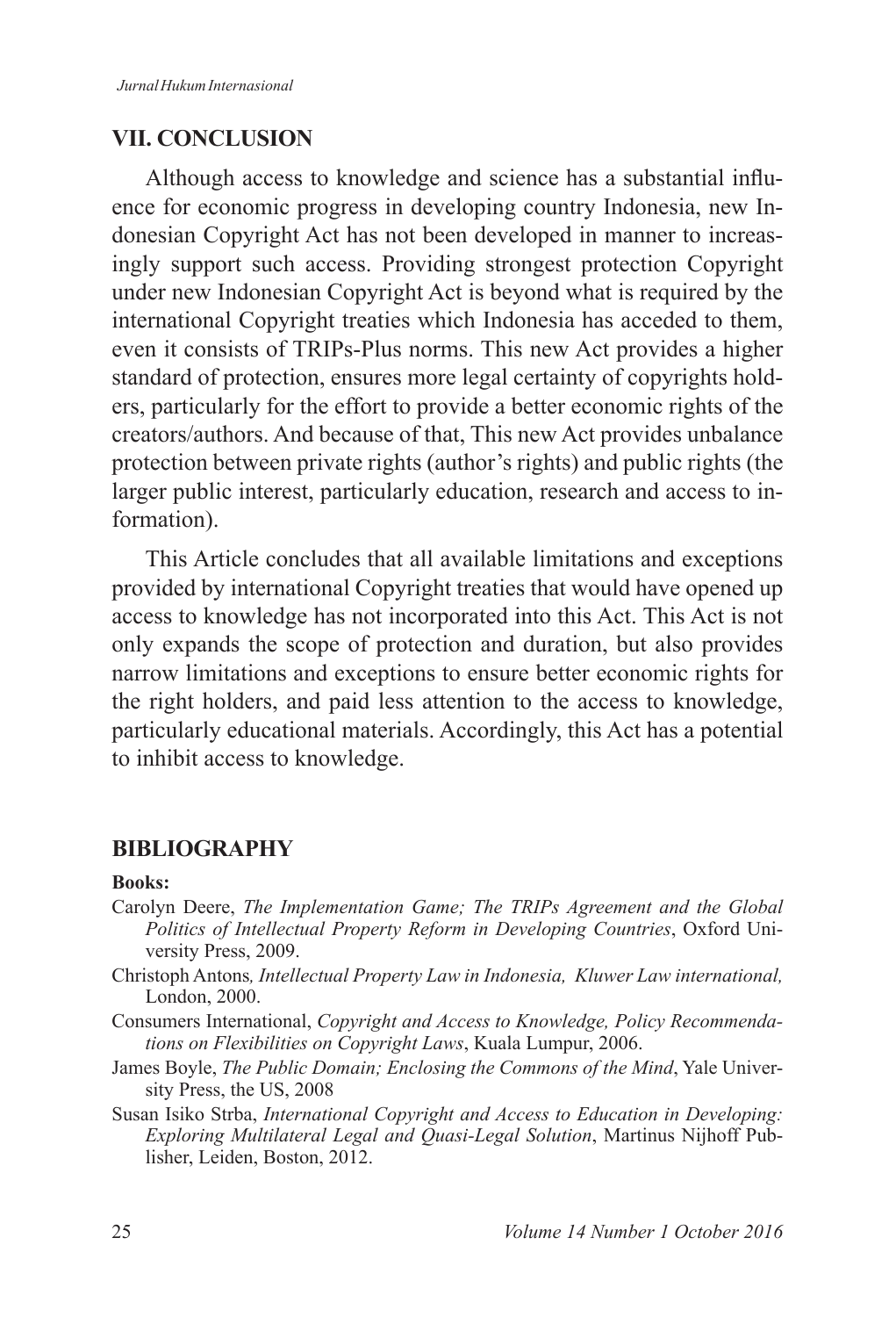## VII. CONCLUSION

Although access to knowledge and science has a substantial influence for economic progress in developing country Indonesia, new Indonesian Copyright Act has not been developed in manner to increasingly support such access. Providing strongest protection Copyright under new Indonesian Copyright Act is beyond what is required by the international Copyright treaties which Indonesia has acceded to them, even it consists of TRIPs-Plus norms. This new Act provides a higher standard of protection, ensures more legal certainty of copyrights holders, particularly for the effort to provide a better economic rights of the creators/authors. And because of that, This new Act provides unbalance protection between private rights (author's rights) and public rights (the larger public interest, particularly education, research and access to information).

This Article concludes that all available limitations and exceptions provided by international Copyright treaties that would have opened up access to knowledge has not incorporated into this Act. This Act is not only expands the scope of protection and duration, but also provides narrow limitations and exceptions to ensure better economic rights for the right holders, and paid less attention to the access to knowledge, particularly educational materials. Accordingly, this Act has a potential to inhibit access to knowledge.

## BIBLIOGRAPHY

**Books:**

Carolyn Deere, *The Implementation Game; The TRIPs Agreement and the Global Politics of Intellectual Property Reform in Developing Countries*, Oxford University Press, 2009.

Christoph Antons*, Intellectual Property Law in Indonesia, Kluwer Law international,* London, 2000.

Consumers International, *Copyright and Access to Knowledge, Policy Recommendations on Flexibilities on Copyright Laws*, Kuala Lumpur, 2006.

James Boyle, *The Public Domain; Enclosing the Commons of the Mind*, Yale University Press, the US, 2008

Susan Isiko Strba, *International Copyright and Access to Education in Developing: Exploring Multilateral Legal and Quasi-Legal Solution*, Martinus Nijhoff Publisher, Leiden, Boston, 2012.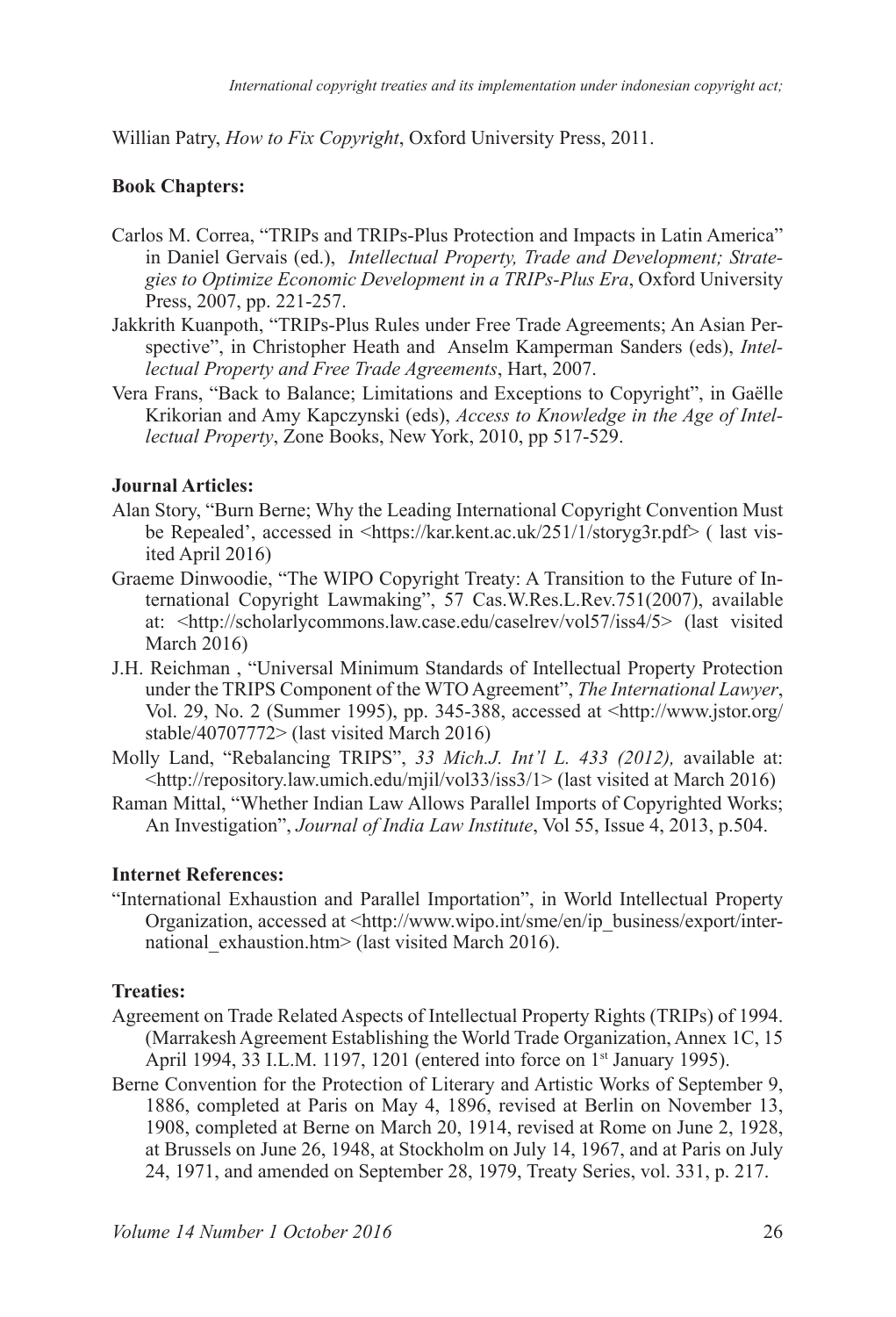Willian Patry, *How to Fix Copyright*, Oxford University Press, 2011.

**Book Chapters:**

Carlos M. Correa, "TRIPs and TRIPs-Plus Protection and Impacts in Latin America" in Daniel Gervais (ed.), *Intellectual Property, Trade and Development; Strategies to Optimize Economic Development in a TRIPs-Plus Era*, Oxford University Press, 2007, pp. 221-257.

Jakkrith Kuanpoth, "TRIPs-Plus Rules under Free Trade Agreements; An Asian Perspective", in Christopher Heath and Anselm Kamperman Sanders (eds), *Intellectual Property and Free Trade Agreements*, Hart, 2007.

Vera Frans, "Back to Balance; Limitations and Exceptions to Copyright", in Gaëlle Krikorian and Amy Kapczynski (eds), *Access to Knowledge in the Age of Intellectual Property*, Zone Books, New York, 2010, pp 517-529.

**Journal Articles:**

Alan Story, "Burn Berne; Why the Leading International Copyright Convention Must be Repealed', accessed in <https://kar.kent.ac.uk/251/1/storyg3r.pdf> ( last visited April 2016)

Graeme Dinwoodie, "The WIPO Copyright Treaty: A Transition to the Future of International Copyright Lawmaking", 57 Cas.W.Res.L.Rev.751(2007), available at: <http://scholarlycommons.law.case.edu/caselrev/vol57/iss4/5> (last visited March 2016)

J.H. Reichman , "Universal Minimum Standards of Intellectual Property Protection under the TRIPS Component of the WTO Agreement", *The International Lawyer*, Vol. 29, No. 2 (Summer 1995), pp. 345-388, accessed at <http://www.jstor.org/stable/40707772> (last visited March 2016)

Molly Land, "Rebalancing TRIPS", *33 Mich.J. Int'l L. 433 (2012),* available at: <http://repository.law.umich.edu/mjil/vol33/iss3/1> (last visited at March 2016)

Raman Mittal, "Whether Indian Law Allows Parallel Imports of Copyrighted Works; An Investigation", *Journal of India Law Institute*, Vol 55, Issue 4, 2013, p.504.

**Internet References:**

"International Exhaustion and Parallel Importation", in World Intellectual Property Organization, accessed at <http://www.wipo.int/sme/en/ip_business/export/international_exhaustion.htm> (last visited March 2016).

**Treaties:**

Agreement on Trade Related Aspects of Intellectual Property Rights (TRIPs) of 1994. (Marrakesh Agreement Establishing the World Trade Organization, Annex 1C, 15 April 1994, 33 I.L.M. 1197, 1201 (entered into force on 1st January 1995).

Berne Convention for the Protection of Literary and Artistic Works of September 9, 1886, completed at Paris on May 4, 1896, revised at Berlin on November 13, 1908, completed at Berne on March 20, 1914, revised at Rome on June 2, 1928, at Brussels on June 26, 1948, at Stockholm on July 14, 1967, and at Paris on July 24, 1971, and amended on September 28, 1979, Treaty Series, vol. 331, p. 217.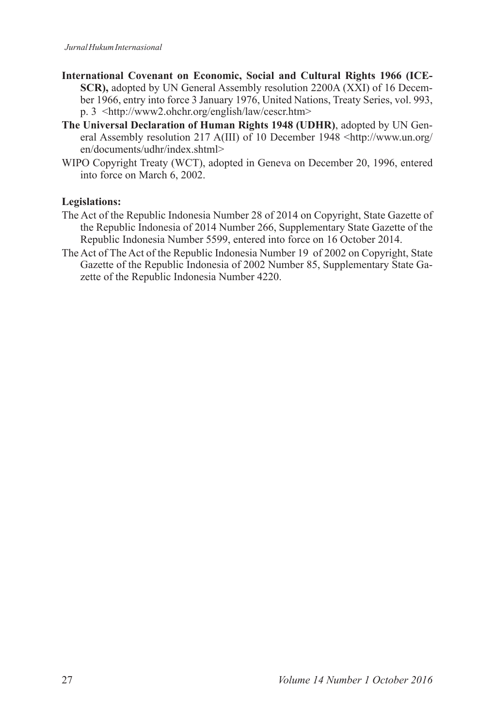**International Covenant on Economic, Social and Cultural Rights 1966 (ICESCR),** adopted by UN General Assembly resolution 2200A (XXI) of 16 December 1966, entry into force 3 January 1976, United Nations, Treaty Series, vol. 993, p. 3 <http://www2.ohchr.org/english/law/cescr.htm>

**The Universal Declaration of Human Rights 1948 (UDHR)**, adopted by UN General Assembly resolution 217 A(III) of 10 December 1948 <http://www.un.org/en/documents/udhr/index.shtml>

WIPO Copyright Treaty (WCT), adopted in Geneva on December 20, 1996, entered into force on March 6, 2002.

**Legislations:**

The Act of the Republic Indonesia Number 28 of 2014 on Copyright, State Gazette of the Republic Indonesia of 2014 Number 266, Supplementary State Gazette of the Republic Indonesia Number 5599, entered into force on 16 October 2014.

The Act of The Act of the Republic Indonesia Number 19 of 2002 on Copyright, State Gazette of the Republic Indonesia of 2002 Number 85, Supplementary State Gazette of the Republic Indonesia Number 4220.